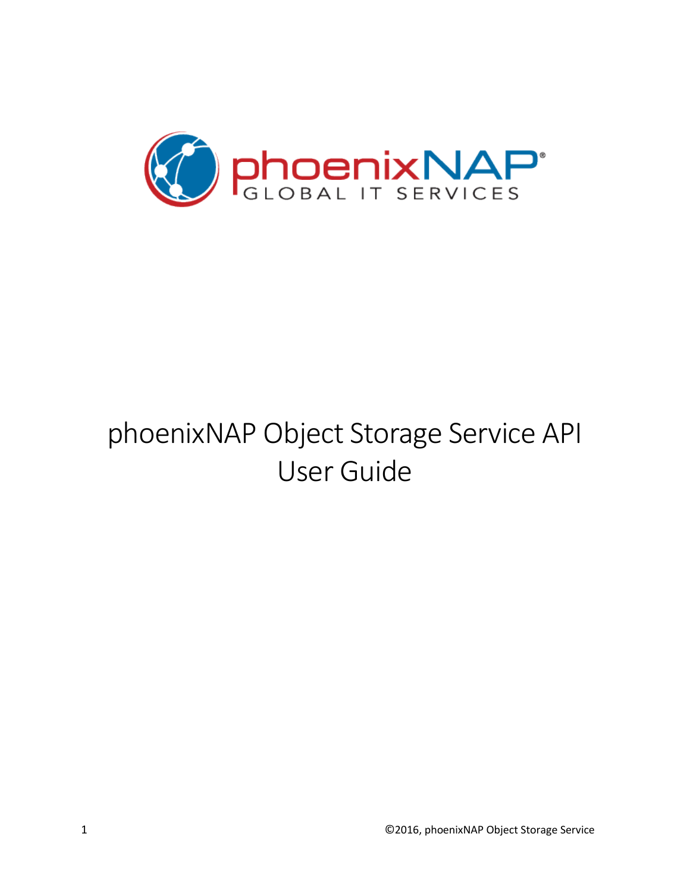# phoenixNAP Object Storage Service API User Guide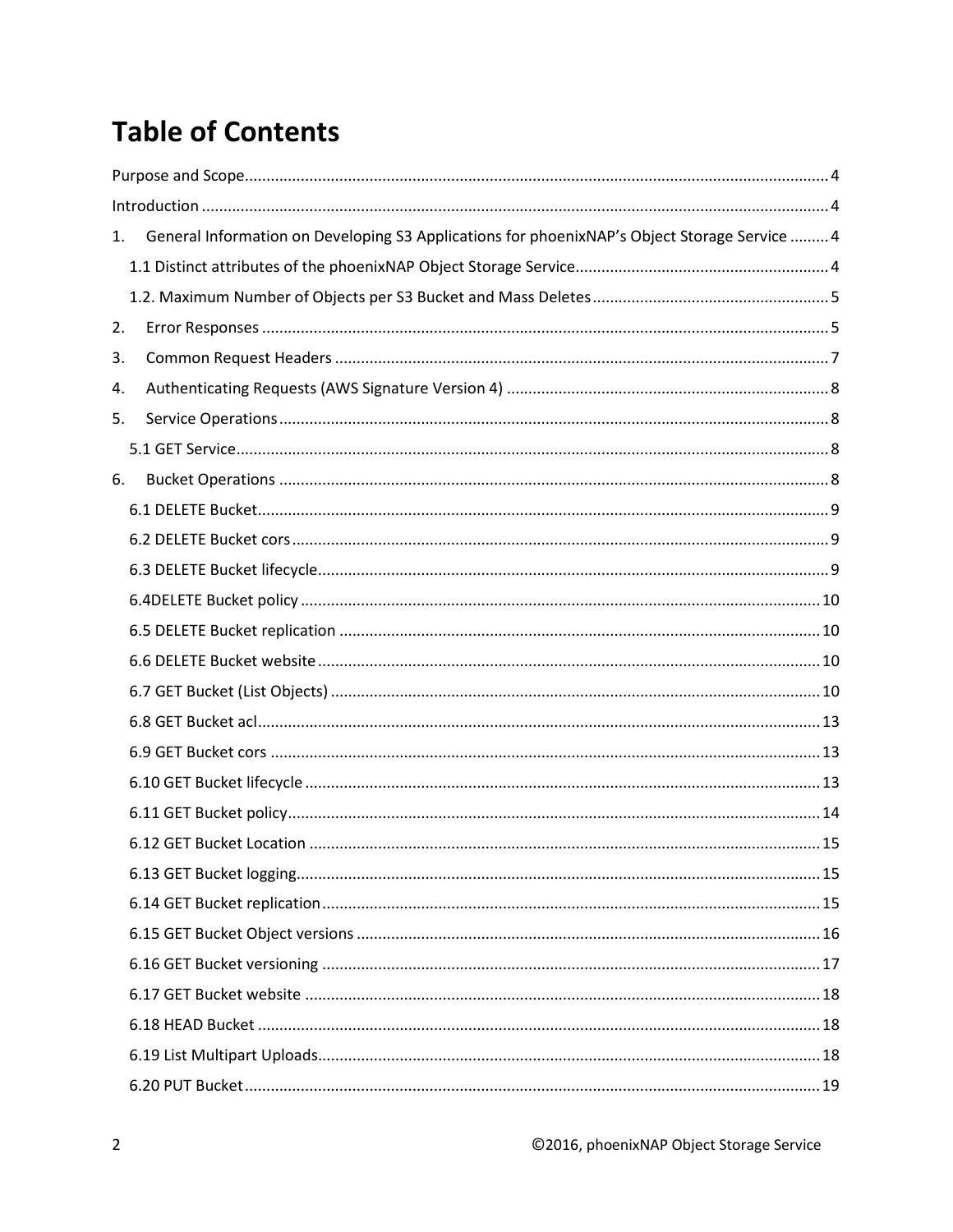# Table of Contents

Purpose and Scope.......................................................................................................................................4

Introduction ................................................................................................................................................4

1. General Information on Developing S3 Applications for phoenixNAP's Object Storage Service .........4

   1.1 Distinct attributes of the phoenixNAP Object Storage Service...........................................................4

   1.2. Maximum Number of Objects per S3 Bucket and Mass Deletes......................................................5

2. Error Responses ...................................................................................................................................5

3. Common Request Headers ..................................................................................................................7

4. Authenticating Requests (AWS Signature Version 4) ...........................................................................8

5. Service Operations...............................................................................................................................8

   5.1 GET Service.........................................................................................................................................8

6. Bucket Operations ...............................................................................................................................8

   6.1 DELETE Bucket....................................................................................................................................9

   6.2 DELETE Bucket cors............................................................................................................................9

   6.3 DELETE Bucket lifecycle......................................................................................................................9

   6.4DELETE Bucket policy ........................................................................................................................10

   6.5 DELETE Bucket replication ...............................................................................................................10

   6.6 DELETE Bucket website ....................................................................................................................10

   6.7 GET Bucket (List Objects) .................................................................................................................10

   6.8 GET Bucket acl..................................................................................................................................13

   6.9 GET Bucket cors ...............................................................................................................................13

   6.10 GET Bucket lifecycle .......................................................................................................................13

   6.11 GET Bucket policy...........................................................................................................................14

   6.12 GET Bucket Location ......................................................................................................................15

   6.13 GET Bucket logging.........................................................................................................................15

   6.14 GET Bucket replication...................................................................................................................15

   6.15 GET Bucket Object versions ...........................................................................................................16

   6.16 GET Bucket versioning ...................................................................................................................17

   6.17 GET Bucket website .......................................................................................................................18

   6.18 HEAD Bucket .................................................................................................................................18

   6.19 List Multipart Uploads....................................................................................................................18

   6.20 PUT Bucket.....................................................................................................................................19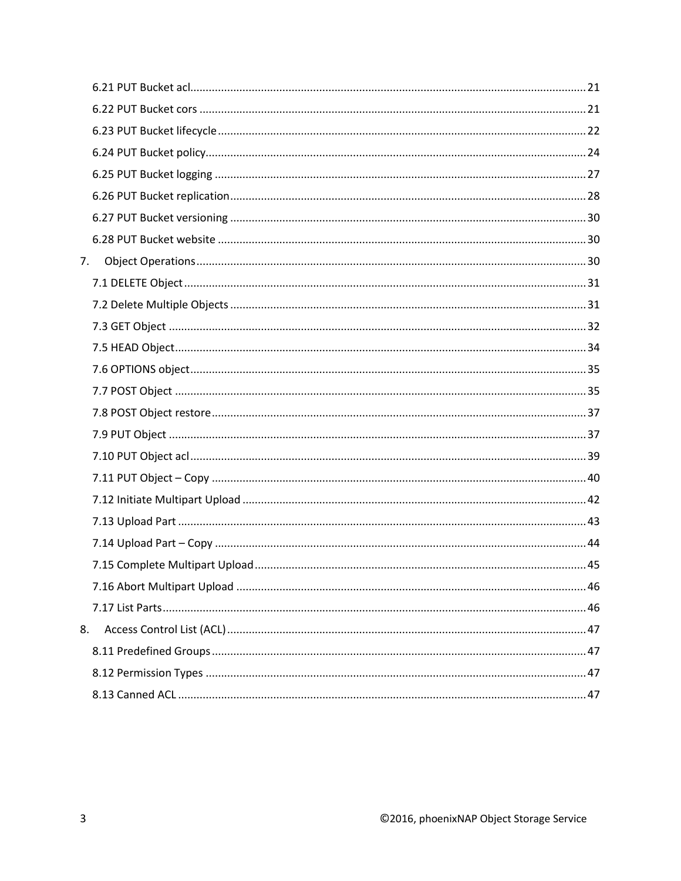6.21 PUT Bucket acl ..... 21
6.22 PUT Bucket cors ..... 21
6.23 PUT Bucket lifecycle ..... 22
6.24 PUT Bucket policy ..... 24
6.25 PUT Bucket logging ..... 27
6.26 PUT Bucket replication ..... 28
6.27 PUT Bucket versioning ..... 30
6.28 PUT Bucket website ..... 30

7. Object Operations ..... 30

7.1 DELETE Object ..... 31
7.2 Delete Multiple Objects ..... 31
7.3 GET Object ..... 32
7.5 HEAD Object ..... 34
7.6 OPTIONS object ..... 35
7.7 POST Object ..... 35
7.8 POST Object restore ..... 37
7.9 PUT Object ..... 37
7.10 PUT Object acl ..... 39
7.11 PUT Object – Copy ..... 40
7.12 Initiate Multipart Upload ..... 42
7.13 Upload Part ..... 43
7.14 Upload Part – Copy ..... 44
7.15 Complete Multipart Upload ..... 45
7.16 Abort Multipart Upload ..... 46
7.17 List Parts ..... 46

8. Access Control List (ACL) ..... 47

8.11 Predefined Groups ..... 47
8.12 Permission Types ..... 47
8.13 Canned ACL ..... 47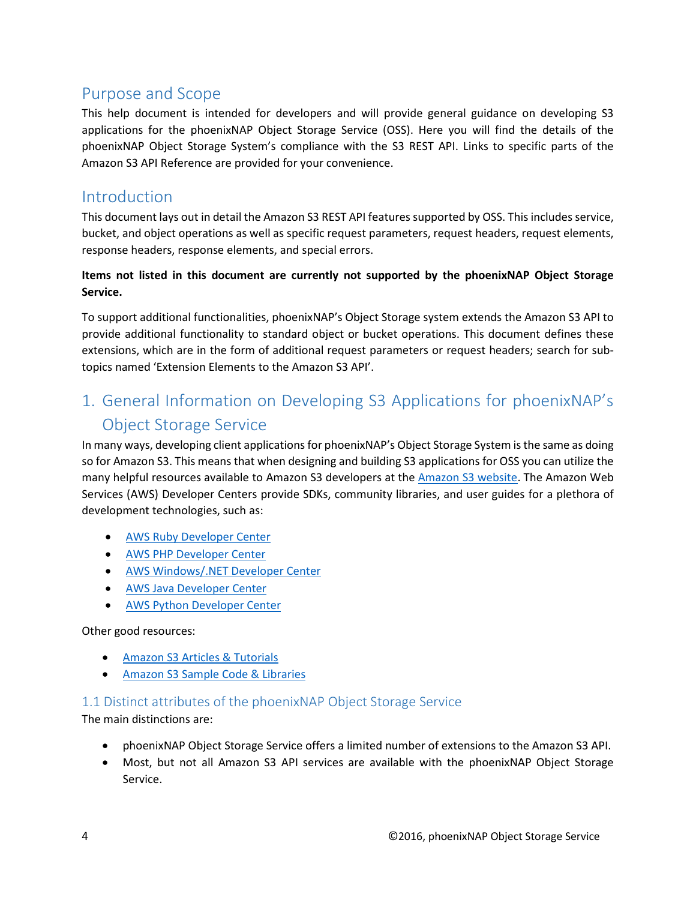## Purpose and Scope

This help document is intended for developers and will provide general guidance on developing S3 applications for the phoenixNAP Object Storage Service (OSS). Here you will find the details of the phoenixNAP Object Storage System's compliance with the S3 REST API. Links to specific parts of the Amazon S3 API Reference are provided for your convenience.

## Introduction

This document lays out in detail the Amazon S3 REST API features supported by OSS. This includes service, bucket, and object operations as well as specific request parameters, request headers, request elements, response headers, response elements, and special errors.

**Items not listed in this document are currently not supported by the phoenixNAP Object Storage Service.**

To support additional functionalities, phoenixNAP's Object Storage system extends the Amazon S3 API to provide additional functionality to standard object or bucket operations. This document defines these extensions, which are in the form of additional request parameters or request headers; search for sub-topics named 'Extension Elements to the Amazon S3 API'.

# 1. General Information on Developing S3 Applications for phoenixNAP's Object Storage Service

In many ways, developing client applications for phoenixNAP's Object Storage System is the same as doing so for Amazon S3. This means that when designing and building S3 applications for OSS you can utilize the many helpful resources available to Amazon S3 developers at the Amazon S3 website. The Amazon Web Services (AWS) Developer Centers provide SDKs, community libraries, and user guides for a plethora of development technologies, such as:

- AWS Ruby Developer Center
- AWS PHP Developer Center
- AWS Windows/.NET Developer Center
- AWS Java Developer Center
- AWS Python Developer Center

Other good resources:

- Amazon S3 Articles & Tutorials
- Amazon S3 Sample Code & Libraries

### 1.1 Distinct attributes of the phoenixNAP Object Storage Service

The main distinctions are:

- phoenixNAP Object Storage Service offers a limited number of extensions to the Amazon S3 API.
- Most, but not all Amazon S3 API services are available with the phoenixNAP Object Storage Service.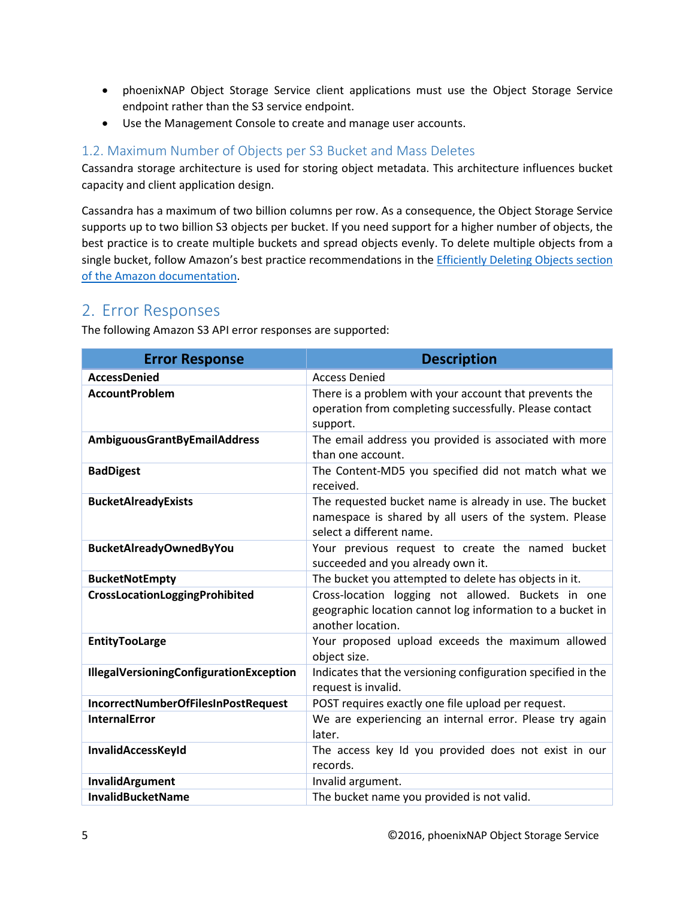- phoenixNAP Object Storage Service client applications must use the Object Storage Service endpoint rather than the S3 service endpoint.
- Use the Management Console to create and manage user accounts.

### 1.2. Maximum Number of Objects per S3 Bucket and Mass Deletes

Cassandra storage architecture is used for storing object metadata. This architecture influences bucket capacity and client application design.

Cassandra has a maximum of two billion columns per row. As a consequence, the Object Storage Service supports up to two billion S3 objects per bucket. If you need support for a higher number of objects, the best practice is to create multiple buckets and spread objects evenly. To delete multiple objects from a single bucket, follow Amazon's best practice recommendations in the Efficiently Deleting Objects section of the Amazon documentation.

## 2. Error Responses

The following Amazon S3 API error responses are supported:

| Error Response | Description |
|---|---|
| **AccessDenied** | Access Denied |
| **AccountProblem** | There is a problem with your account that prevents the operation from completing successfully. Please contact support. |
| **AmbiguousGrantByEmailAddress** | The email address you provided is associated with more than one account. |
| **BadDigest** | The Content-MD5 you specified did not match what we received. |
| **BucketAlreadyExists** | The requested bucket name is already in use. The bucket namespace is shared by all users of the system. Please select a different name. |
| **BucketAlreadyOwnedByYou** | Your previous request to create the named bucket succeeded and you already own it. |
| **BucketNotEmpty** | The bucket you attempted to delete has objects in it. |
| **CrossLocationLoggingProhibited** | Cross-location logging not allowed. Buckets in one geographic location cannot log information to a bucket in another location. |
| **EntityTooLarge** | Your proposed upload exceeds the maximum allowed object size. |
| **IllegalVersioningConfigurationException** | Indicates that the versioning configuration specified in the request is invalid. |
| **IncorrectNumberOfFilesInPostRequest** | POST requires exactly one file upload per request. |
| **InternalError** | We are experiencing an internal error. Please try again later. |
| **InvalidAccessKeyId** | The access key Id you provided does not exist in our records. |
| **InvalidArgument** | Invalid argument. |
| **InvalidBucketName** | The bucket name you provided is not valid. |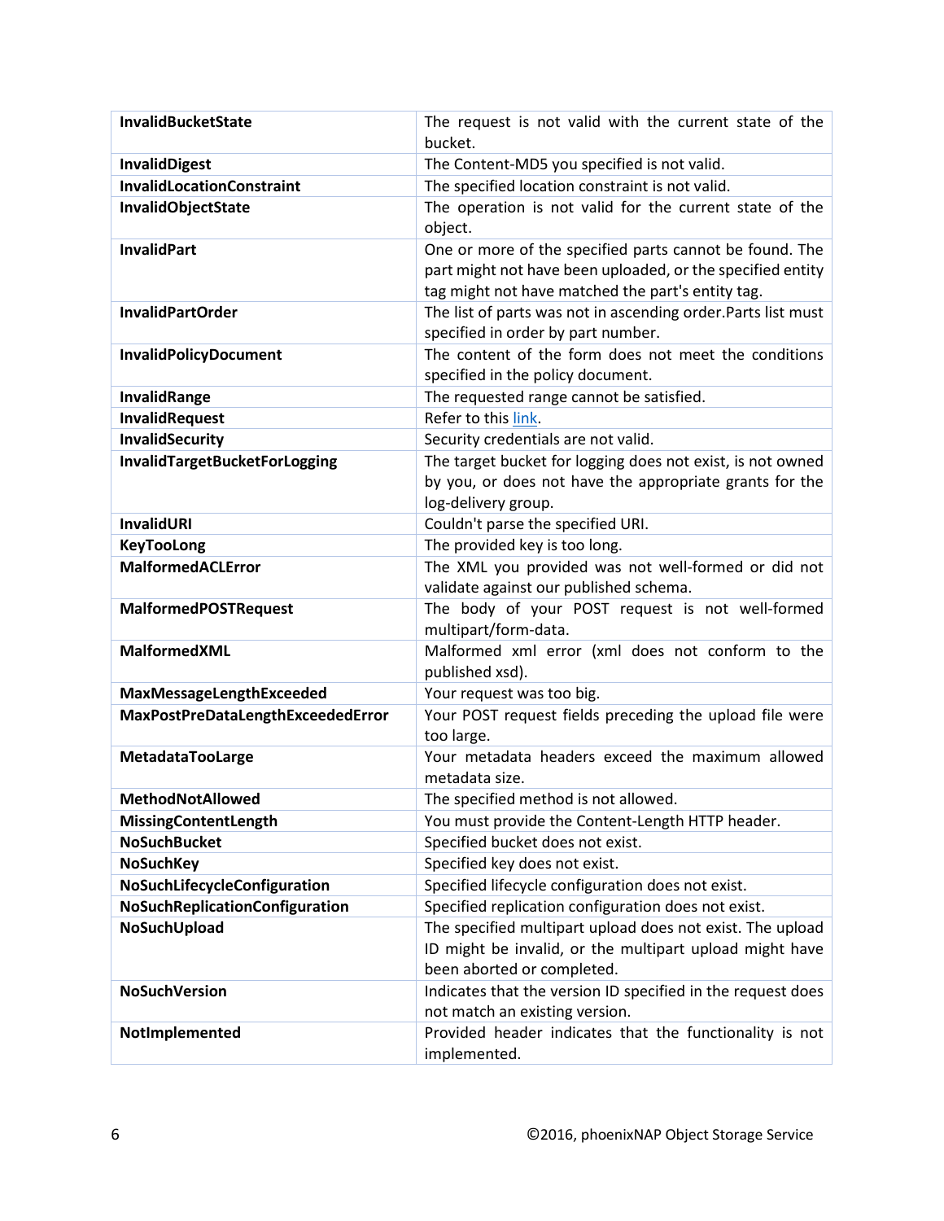| **InvalidBucketState** | The request is not valid with the current state of the bucket. |
|---|---|
| **InvalidDigest** | The Content-MD5 you specified is not valid. |
| **InvalidLocationConstraint** | The specified location constraint is not valid. |
| **InvalidObjectState** | The operation is not valid for the current state of the object. |
| **InvalidPart** | One or more of the specified parts cannot be found. The part might not have been uploaded, or the specified entity tag might not have matched the part's entity tag. |
| **InvalidPartOrder** | The list of parts was not in ascending order.Parts list must specified in order by part number. |
| **InvalidPolicyDocument** | The content of the form does not meet the conditions specified in the policy document. |
| **InvalidRange** | The requested range cannot be satisfied. |
| **InvalidRequest** | Refer to this link. |
| **InvalidSecurity** | Security credentials are not valid. |
| **InvalidTargetBucketForLogging** | The target bucket for logging does not exist, is not owned by you, or does not have the appropriate grants for the log-delivery group. |
| **InvalidURI** | Couldn't parse the specified URI. |
| **KeyTooLong** | The provided key is too long. |
| **MalformedACLError** | The XML you provided was not well-formed or did not validate against our published schema. |
| **MalformedPOSTRequest** | The body of your POST request is not well-formed multipart/form-data. |
| **MalformedXML** | Malformed xml error (xml does not conform to the published xsd). |
| **MaxMessageLengthExceeded** | Your request was too big. |
| **MaxPostPreDataLengthExceededError** | Your POST request fields preceding the upload file were too large. |
| **MetadataTooLarge** | Your metadata headers exceed the maximum allowed metadata size. |
| **MethodNotAllowed** | The specified method is not allowed. |
| **MissingContentLength** | You must provide the Content-Length HTTP header. |
| **NoSuchBucket** | Specified bucket does not exist. |
| **NoSuchKey** | Specified key does not exist. |
| **NoSuchLifecycleConfiguration** | Specified lifecycle configuration does not exist. |
| **NoSuchReplicationConfiguration** | Specified replication configuration does not exist. |
| **NoSuchUpload** | The specified multipart upload does not exist. The upload ID might be invalid, or the multipart upload might have been aborted or completed. |
| **NoSuchVersion** | Indicates that the version ID specified in the request does not match an existing version. |
| **NotImplemented** | Provided header indicates that the functionality is not implemented. |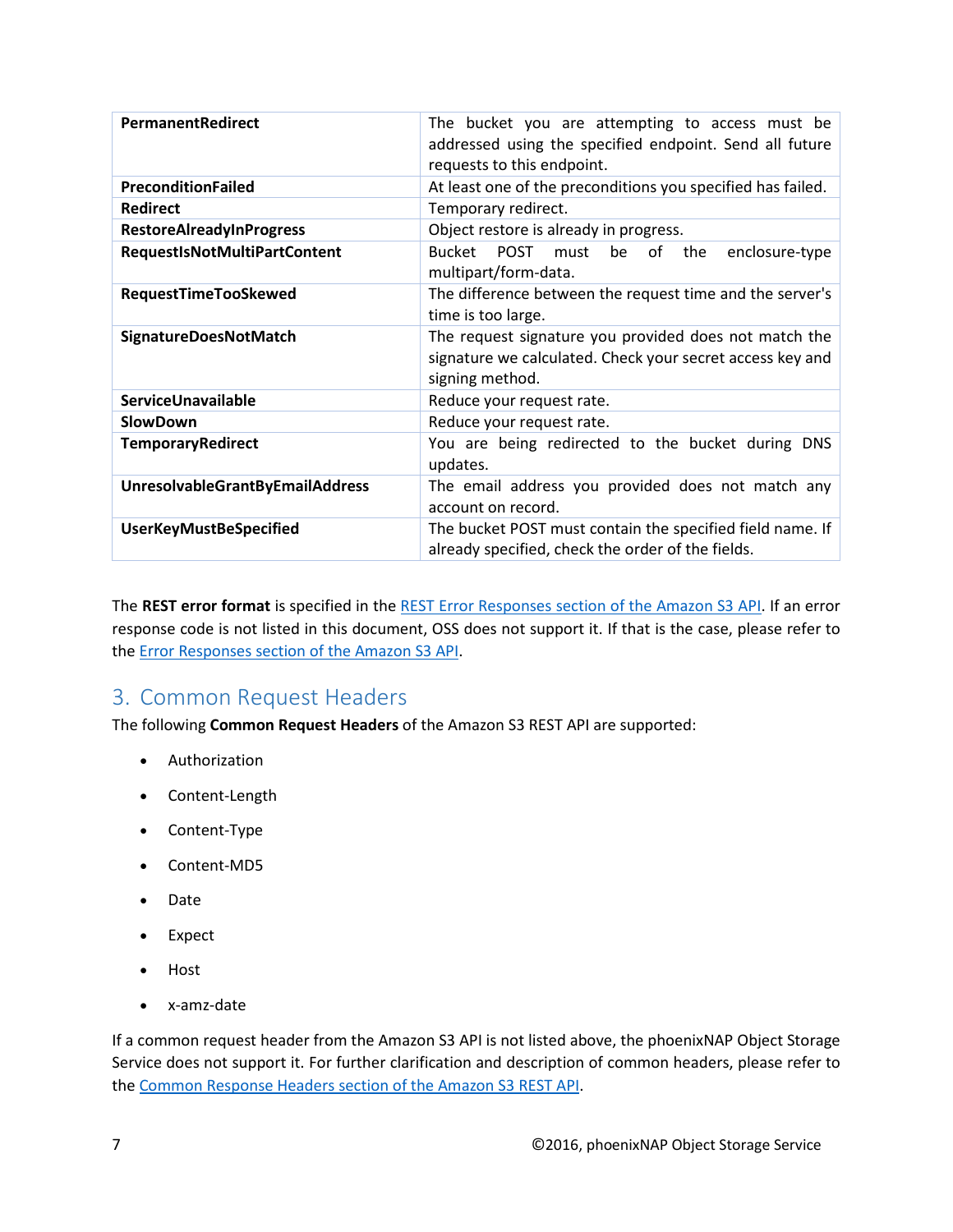| | |
|---|---|
| **PermanentRedirect** | The bucket you are attempting to access must be addressed using the specified endpoint. Send all future requests to this endpoint. |
| **PreconditionFailed** | At least one of the preconditions you specified has failed. |
| **Redirect** | Temporary redirect. |
| **RestoreAlreadyInProgress** | Object restore is already in progress. |
| **RequestIsNotMultiPartContent** | Bucket POST must be of the enclosure-type multipart/form-data. |
| **RequestTimeTooSkewed** | The difference between the request time and the server's time is too large. |
| **SignatureDoesNotMatch** | The request signature you provided does not match the signature we calculated. Check your secret access key and signing method. |
| **ServiceUnavailable** | Reduce your request rate. |
| **SlowDown** | Reduce your request rate. |
| **TemporaryRedirect** | You are being redirected to the bucket during DNS updates. |
| **UnresolvableGrantByEmailAddress** | The email address you provided does not match any account on record. |
| **UserKeyMustBeSpecified** | The bucket POST must contain the specified field name. If already specified, check the order of the fields. |

The **REST error format** is specified in the REST Error Responses section of the Amazon S3 API. If an error response code is not listed in this document, OSS does not support it. If that is the case, please refer to the Error Responses section of the Amazon S3 API.

## 3. Common Request Headers

The following **Common Request Headers** of the Amazon S3 REST API are supported:

- Authorization
- Content-Length
- Content-Type
- Content-MD5
- Date
- Expect
- Host
- x-amz-date

If a common request header from the Amazon S3 API is not listed above, the phoenixNAP Object Storage Service does not support it. For further clarification and description of common headers, please refer to the Common Response Headers section of the Amazon S3 REST API.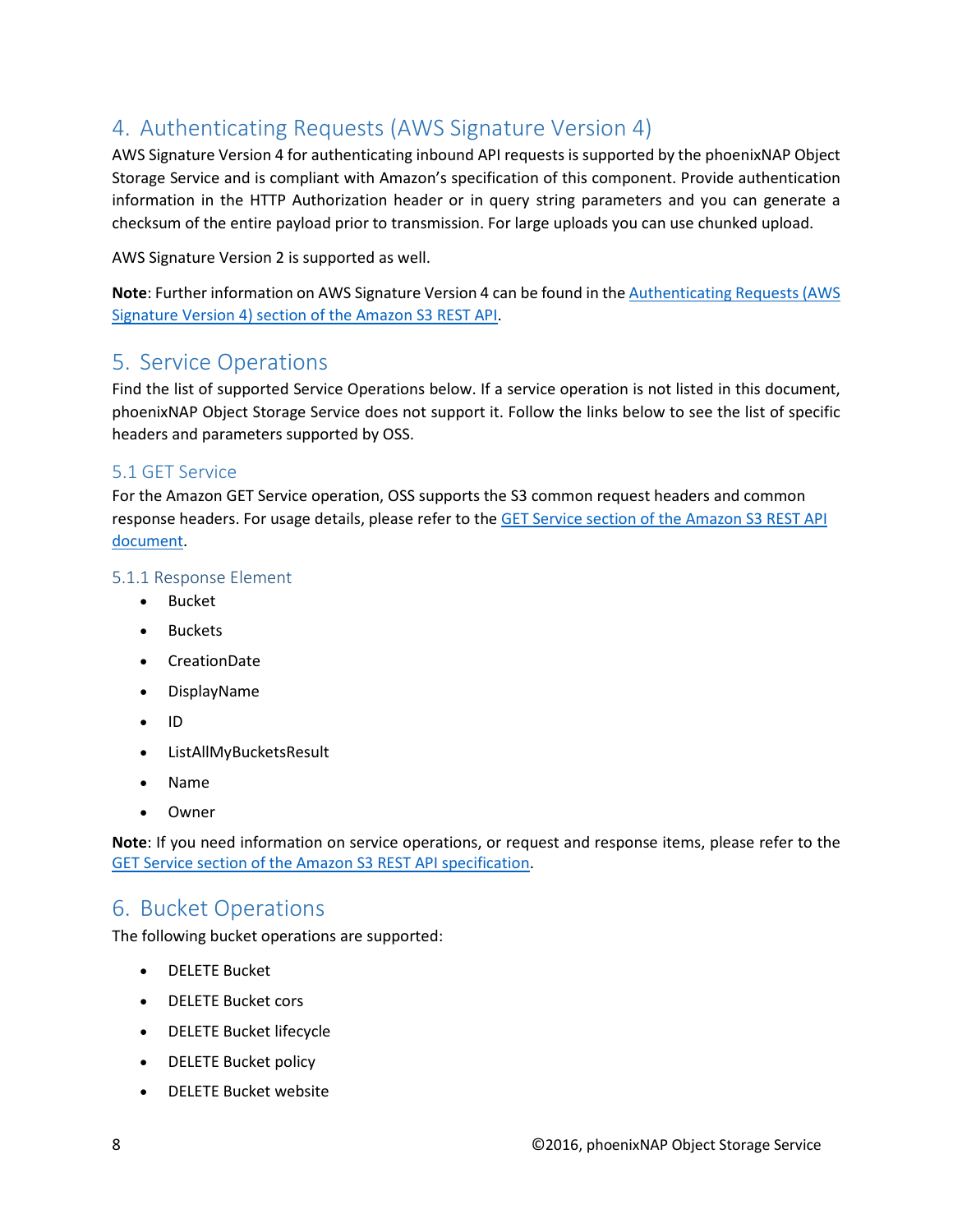## 4. Authenticating Requests (AWS Signature Version 4)

AWS Signature Version 4 for authenticating inbound API requests is supported by the phoenixNAP Object Storage Service and is compliant with Amazon's specification of this component. Provide authentication information in the HTTP Authorization header or in query string parameters and you can generate a checksum of the entire payload prior to transmission. For large uploads you can use chunked upload.

AWS Signature Version 2 is supported as well.

**Note**: Further information on AWS Signature Version 4 can be found in the Authenticating Requests (AWS Signature Version 4) section of the Amazon S3 REST API.

## 5. Service Operations

Find the list of supported Service Operations below. If a service operation is not listed in this document, phoenixNAP Object Storage Service does not support it. Follow the links below to see the list of specific headers and parameters supported by OSS.

### 5.1 GET Service

For the Amazon GET Service operation, OSS supports the S3 common request headers and common response headers. For usage details, please refer to the GET Service section of the Amazon S3 REST API document.

#### 5.1.1 Response Element

- Bucket
- Buckets
- CreationDate
- DisplayName
- ID
- ListAllMyBucketsResult
- Name
- Owner

**Note**: If you need information on service operations, or request and response items, please refer to the GET Service section of the Amazon S3 REST API specification.

## 6. Bucket Operations

The following bucket operations are supported:

- DELETE Bucket
- DELETE Bucket cors
- DELETE Bucket lifecycle
- DELETE Bucket policy
- DELETE Bucket website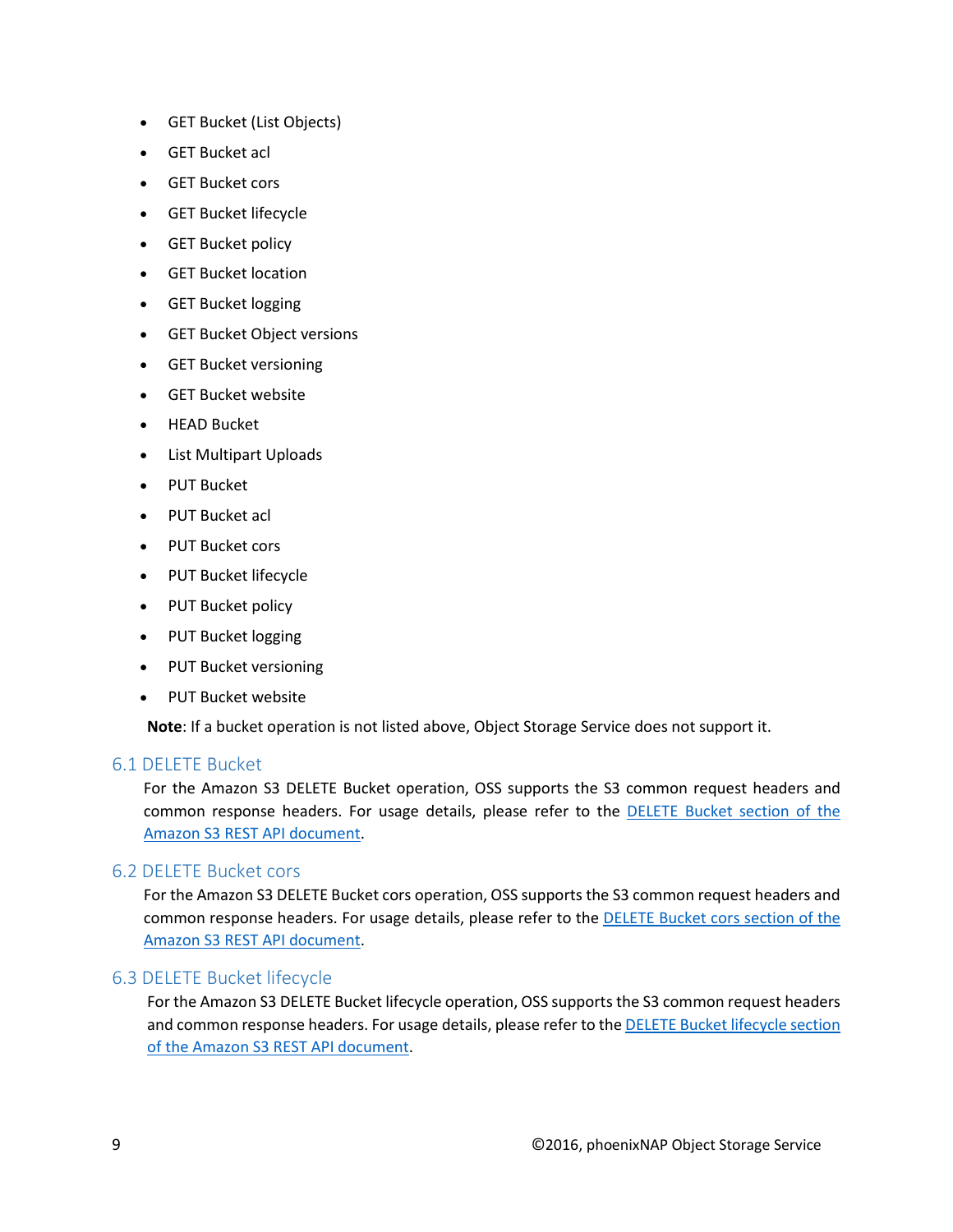- GET Bucket (List Objects)
- GET Bucket acl
- GET Bucket cors
- GET Bucket lifecycle
- GET Bucket policy
- GET Bucket location
- GET Bucket logging
- GET Bucket Object versions
- GET Bucket versioning
- GET Bucket website
- HEAD Bucket
- List Multipart Uploads
- PUT Bucket
- PUT Bucket acl
- PUT Bucket cors
- PUT Bucket lifecycle
- PUT Bucket policy
- PUT Bucket logging
- PUT Bucket versioning
- PUT Bucket website

**Note**: If a bucket operation is not listed above, Object Storage Service does not support it.

## 6.1 DELETE Bucket

For the Amazon S3 DELETE Bucket operation, OSS supports the S3 common request headers and common response headers. For usage details, please refer to the DELETE Bucket section of the Amazon S3 REST API document.

## 6.2 DELETE Bucket cors

For the Amazon S3 DELETE Bucket cors operation, OSS supports the S3 common request headers and common response headers. For usage details, please refer to the DELETE Bucket cors section of the Amazon S3 REST API document.

## 6.3 DELETE Bucket lifecycle

For the Amazon S3 DELETE Bucket lifecycle operation, OSS supports the S3 common request headers and common response headers. For usage details, please refer to the DELETE Bucket lifecycle section of the Amazon S3 REST API document.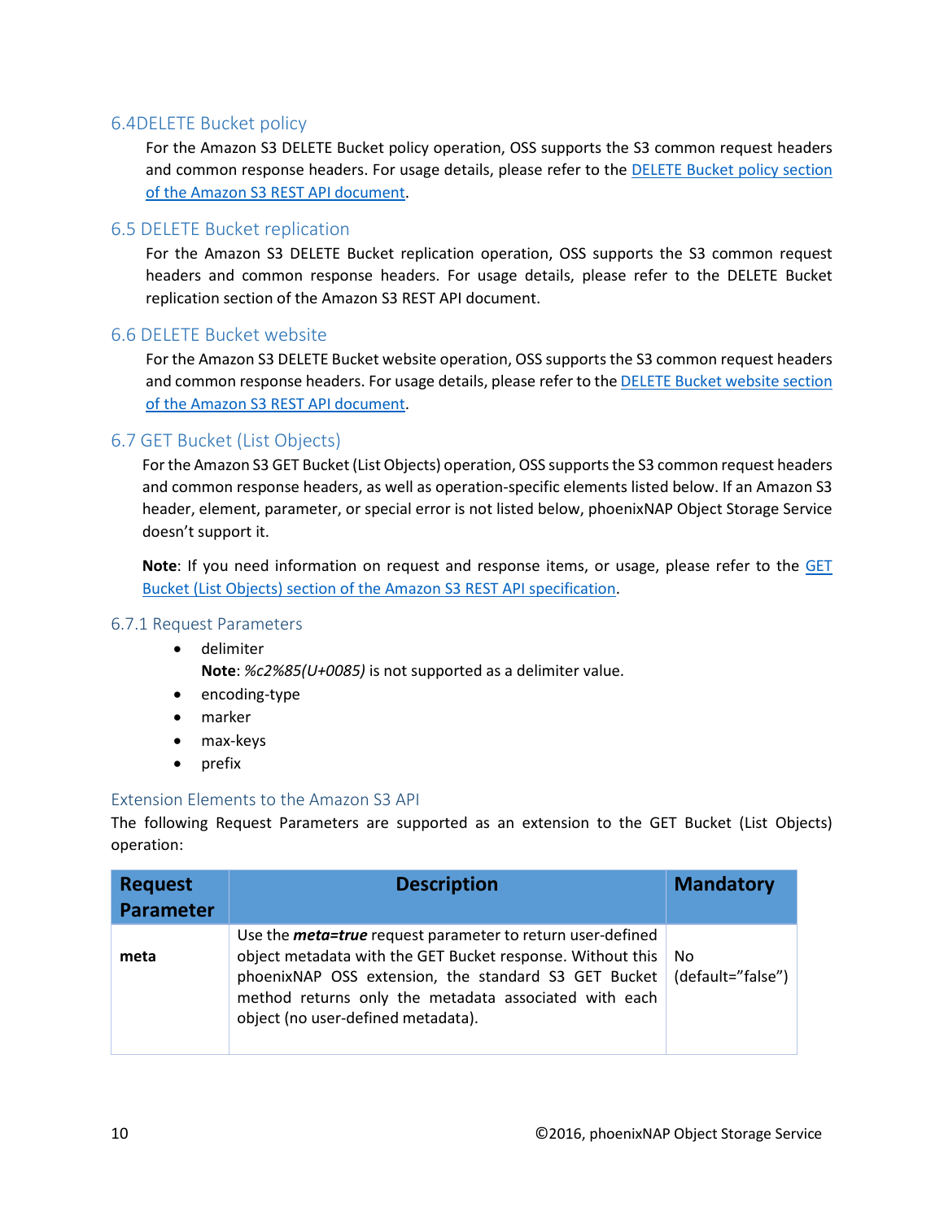## 6.4DELETE Bucket policy

For the Amazon S3 DELETE Bucket policy operation, OSS supports the S3 common request headers and common response headers. For usage details, please refer to the DELETE Bucket policy section of the Amazon S3 REST API document.

## 6.5 DELETE Bucket replication

For the Amazon S3 DELETE Bucket replication operation, OSS supports the S3 common request headers and common response headers. For usage details, please refer to the DELETE Bucket replication section of the Amazon S3 REST API document.

## 6.6 DELETE Bucket website

For the Amazon S3 DELETE Bucket website operation, OSS supports the S3 common request headers and common response headers. For usage details, please refer to the DELETE Bucket website section of the Amazon S3 REST API document.

## 6.7 GET Bucket (List Objects)

For the Amazon S3 GET Bucket (List Objects) operation, OSS supports the S3 common request headers and common response headers, as well as operation-specific elements listed below. If an Amazon S3 header, element, parameter, or special error is not listed below, phoenixNAP Object Storage Service doesn't support it.

**Note**: If you need information on request and response items, or usage, please refer to the GET Bucket (List Objects) section of the Amazon S3 REST API specification.

### 6.7.1 Request Parameters

- delimiter
  **Note**: *%c2%85(U+0085)* is not supported as a delimiter value.
- encoding-type
- marker
- max-keys
- prefix

### Extension Elements to the Amazon S3 API

The following Request Parameters are supported as an extension to the GET Bucket (List Objects) operation:

| Request Parameter | Description | Mandatory |
|---|---|---|
| **meta** | Use the ***meta=true*** request parameter to return user-defined object metadata with the GET Bucket response. Without this phoenixNAP OSS extension, the standard S3 GET Bucket method returns only the metadata associated with each object (no user-defined metadata). | No (default="false") |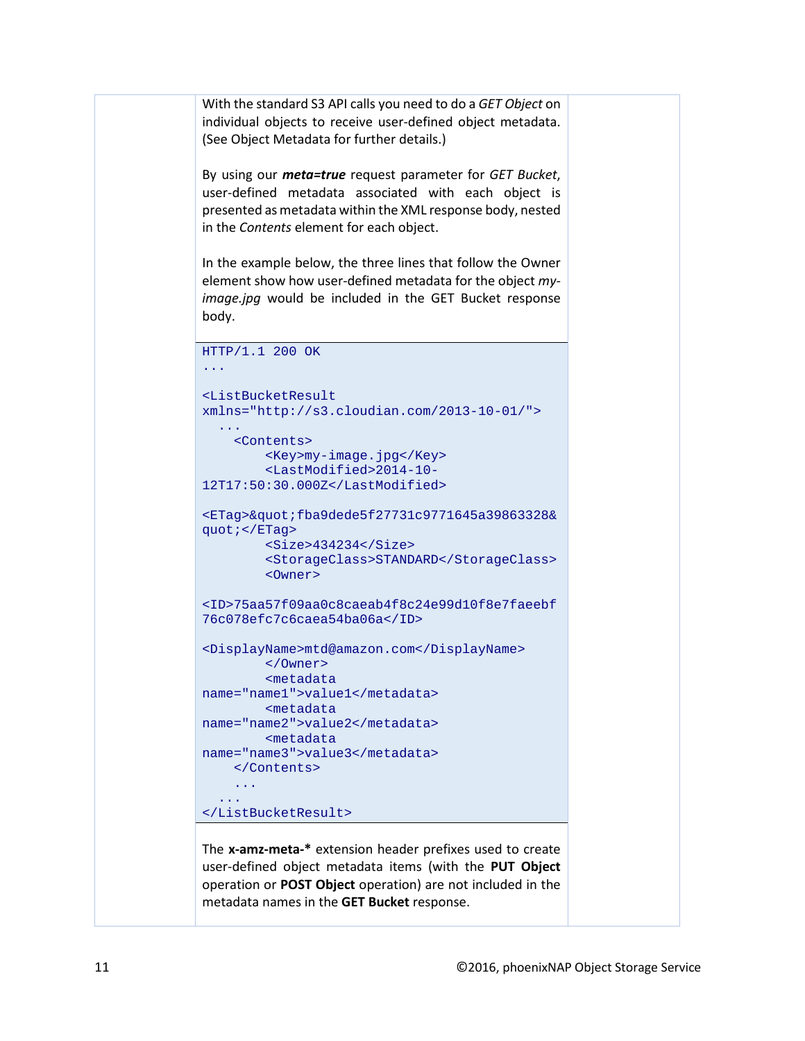With the standard S3 API calls you need to do a *GET Object* on individual objects to receive user-defined object metadata. (See Object Metadata for further details.)

By using our ***meta=true*** request parameter for *GET Bucket*, user-defined metadata associated with each object is presented as metadata within the XML response body, nested in the *Contents* element for each object.

In the example below, the three lines that follow the Owner element show how user-defined metadata for the object *my-image.jpg* would be included in the GET Bucket response body.

```
HTTP/1.1 200 OK
...

<ListBucketResult
xmlns="http://s3.cloudian.com/2013-10-01/">
  ...
    <Contents>
        <Key>my-image.jpg</Key>
        <LastModified>2014-10-
12T17:50:30.000Z</LastModified>

<ETag>&quot;fba9dede5f27731c9771645a39863328&
quot;</ETag>
        <Size>434234</Size>
        <StorageClass>STANDARD</StorageClass>
        <Owner>

<ID>75aa57f09aa0c8caeab4f8c24e99d10f8e7faeebf
76c078efc7c6caea54ba06a</ID>

<DisplayName>mtd@amazon.com</DisplayName>
        </Owner>
        <metadata
name="name1">value1</metadata>
        <metadata
name="name2">value2</metadata>
        <metadata
name="name3">value3</metadata>
    </Contents>
    ...
  ...
</ListBucketResult>
```

The **x-amz-meta-*** extension header prefixes used to create user-defined object metadata items (with the **PUT Object** operation or **POST Object** operation) are not included in the metadata names in the **GET Bucket** response.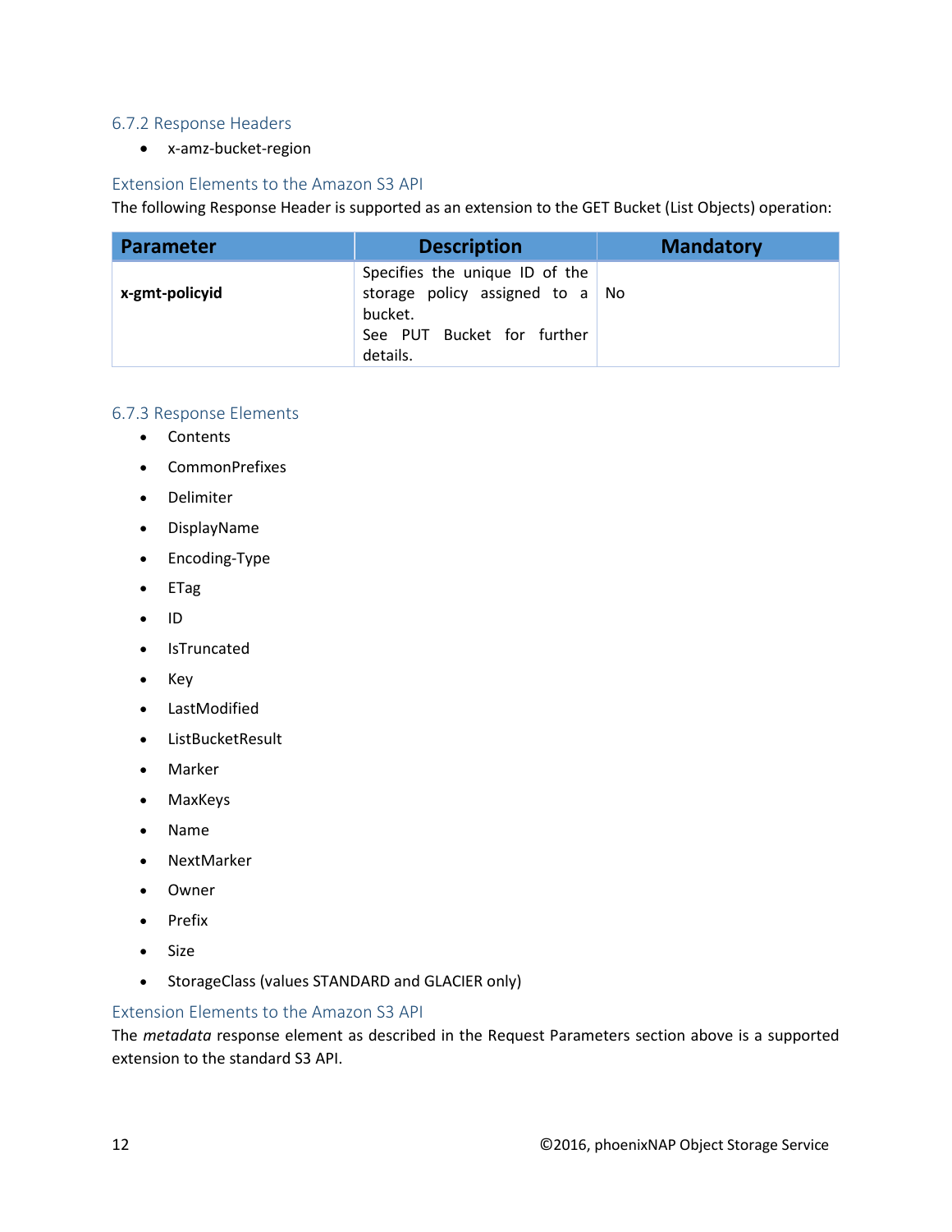### 6.7.2 Response Headers

- x-amz-bucket-region

#### Extension Elements to the Amazon S3 API

The following Response Header is supported as an extension to the GET Bucket (List Objects) operation:

| Parameter | Description | Mandatory |
|---|---|---|
| **x-gmt-policyid** | Specifies the unique ID of the storage policy assigned to a bucket.<br>See PUT Bucket for further details. | No |

### 6.7.3 Response Elements

- Contents
- CommonPrefixes
- Delimiter
- DisplayName
- Encoding-Type
- ETag
- ID
- IsTruncated
- Key
- LastModified
- ListBucketResult
- Marker
- MaxKeys
- Name
- NextMarker
- Owner
- Prefix
- Size
- StorageClass (values STANDARD and GLACIER only)

#### Extension Elements to the Amazon S3 API

The *metadata* response element as described in the Request Parameters section above is a supported extension to the standard S3 API.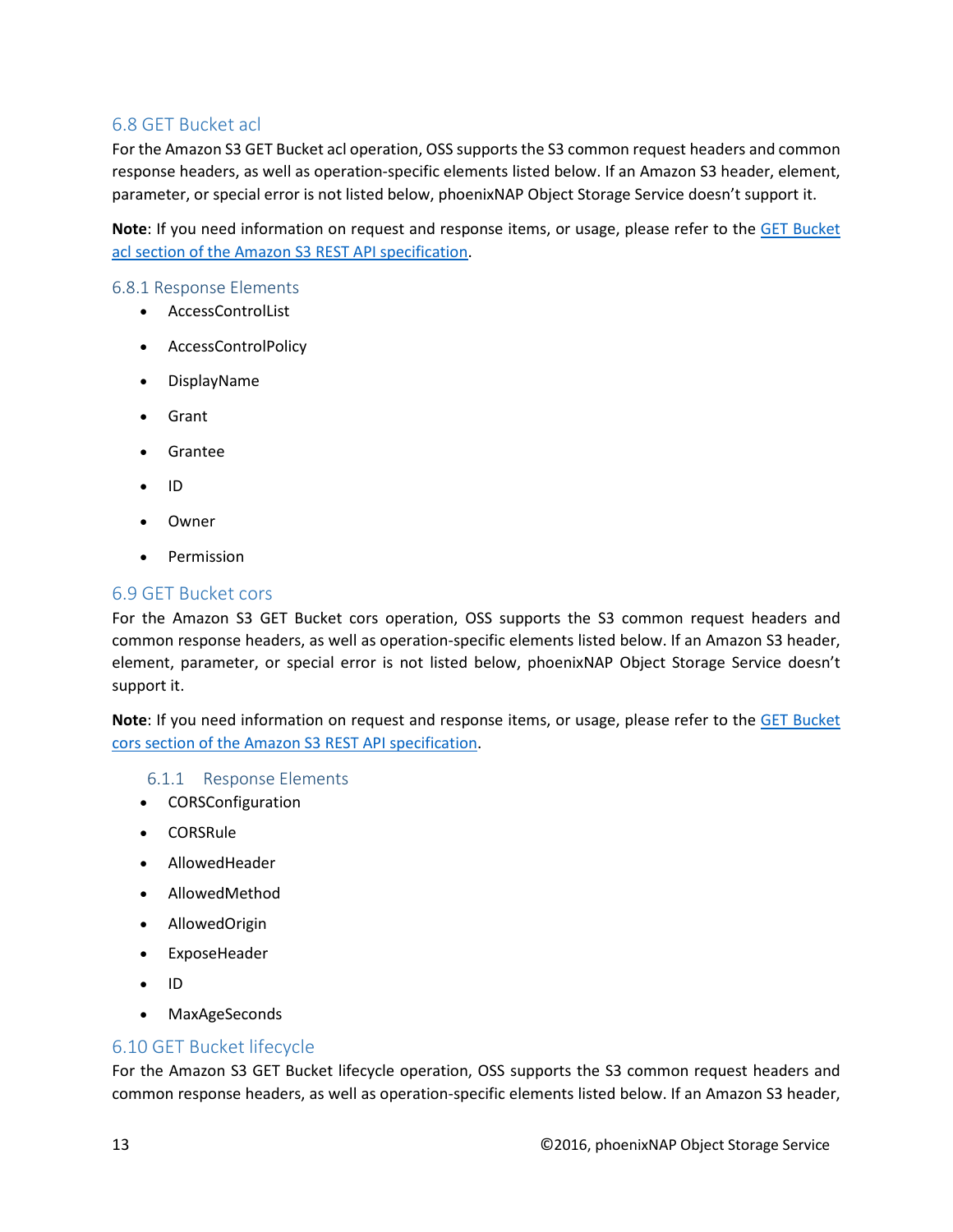## 6.8 GET Bucket acl

For the Amazon S3 GET Bucket acl operation, OSS supports the S3 common request headers and common response headers, as well as operation-specific elements listed below. If an Amazon S3 header, element, parameter, or special error is not listed below, phoenixNAP Object Storage Service doesn't support it.

**Note**: If you need information on request and response items, or usage, please refer to the [GET Bucket acl section of the Amazon S3 REST API specification]().

### 6.8.1 Response Elements

- AccessControlList
- AccessControlPolicy
- DisplayName
- Grant
- Grantee
- ID
- Owner
- Permission

## 6.9 GET Bucket cors

For the Amazon S3 GET Bucket cors operation, OSS supports the S3 common request headers and common response headers, as well as operation-specific elements listed below. If an Amazon S3 header, element, parameter, or special error is not listed below, phoenixNAP Object Storage Service doesn't support it.

**Note**: If you need information on request and response items, or usage, please refer to the [GET Bucket cors section of the Amazon S3 REST API specification]().

### 6.1.1 Response Elements

- CORSConfiguration
- CORSRule
- AllowedHeader
- AllowedMethod
- AllowedOrigin
- ExposeHeader
- ID
- MaxAgeSeconds

## 6.10 GET Bucket lifecycle

For the Amazon S3 GET Bucket lifecycle operation, OSS supports the S3 common request headers and common response headers, as well as operation-specific elements listed below. If an Amazon S3 header,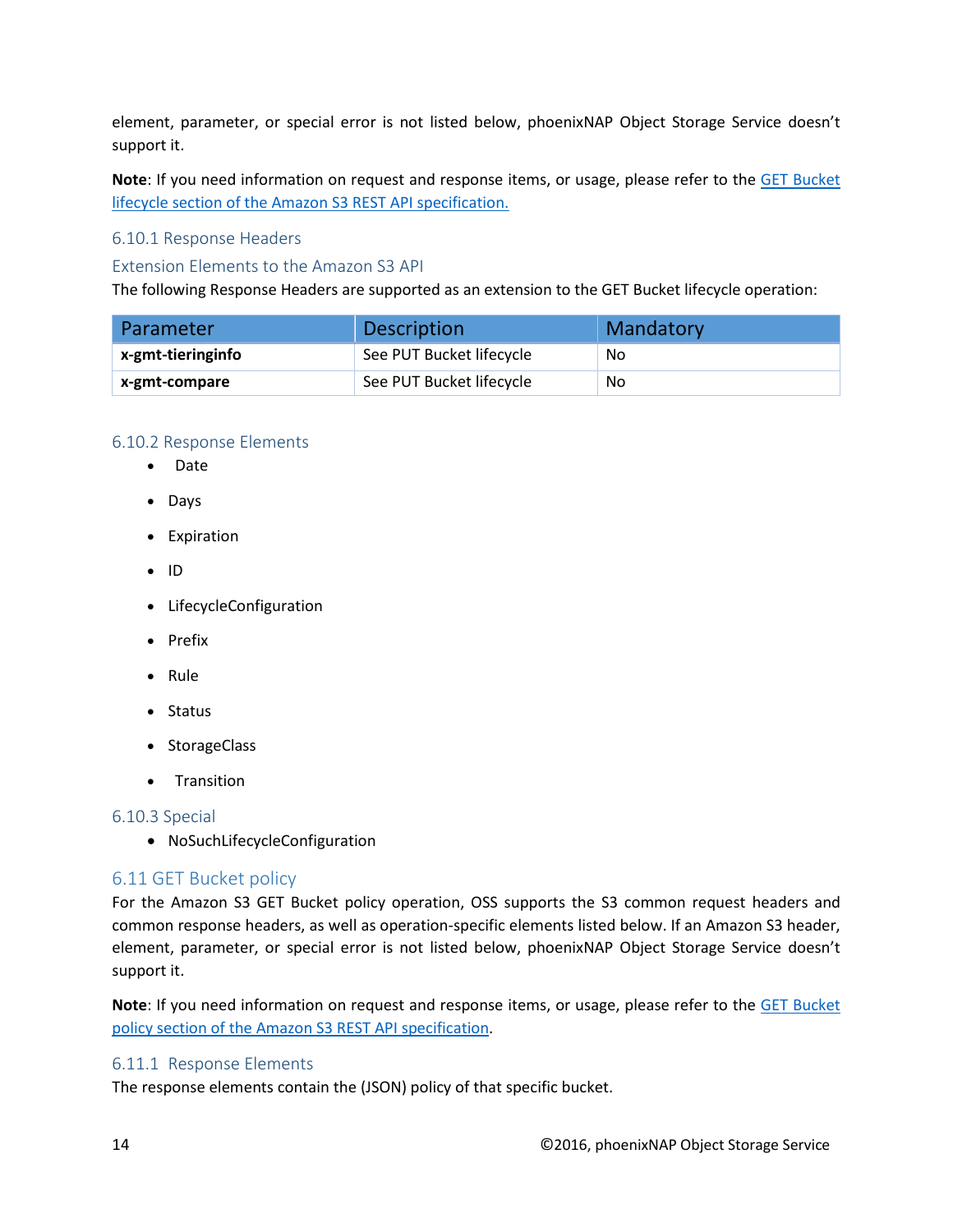element, parameter, or special error is not listed below, phoenixNAP Object Storage Service doesn't support it.

**Note**: If you need information on request and response items, or usage, please refer to the GET Bucket lifecycle section of the Amazon S3 REST API specification.

### 6.10.1 Response Headers

#### Extension Elements to the Amazon S3 API

The following Response Headers are supported as an extension to the GET Bucket lifecycle operation:

| Parameter | Description | Mandatory |
|---|---|---|
| **x-gmt-tieringinfo** | See PUT Bucket lifecycle | No |
| **x-gmt-compare** | See PUT Bucket lifecycle | No |

### 6.10.2 Response Elements

- Date
- Days
- Expiration
- ID
- LifecycleConfiguration
- Prefix
- Rule
- Status
- StorageClass
- Transition

### 6.10.3 Special

- NoSuchLifecycleConfiguration

## 6.11 GET Bucket policy

For the Amazon S3 GET Bucket policy operation, OSS supports the S3 common request headers and common response headers, as well as operation-specific elements listed below. If an Amazon S3 header, element, parameter, or special error is not listed below, phoenixNAP Object Storage Service doesn't support it.

**Note**: If you need information on request and response items, or usage, please refer to the GET Bucket policy section of the Amazon S3 REST API specification.

### 6.11.1 Response Elements

The response elements contain the (JSON) policy of that specific bucket.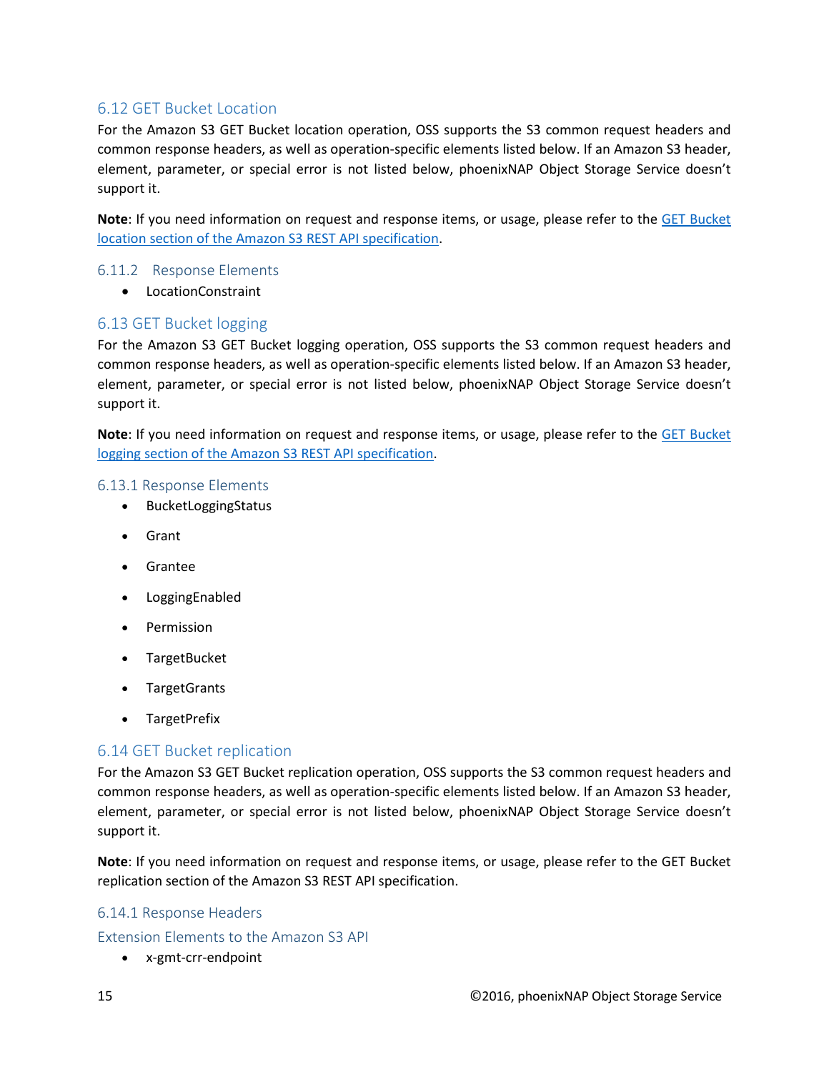## 6.12 GET Bucket Location

For the Amazon S3 GET Bucket location operation, OSS supports the S3 common request headers and common response headers, as well as operation-specific elements listed below. If an Amazon S3 header, element, parameter, or special error is not listed below, phoenixNAP Object Storage Service doesn't support it.

**Note**: If you need information on request and response items, or usage, please refer to the GET Bucket location section of the Amazon S3 REST API specification.

### 6.11.2 Response Elements

- LocationConstraint

## 6.13 GET Bucket logging

For the Amazon S3 GET Bucket logging operation, OSS supports the S3 common request headers and common response headers, as well as operation-specific elements listed below. If an Amazon S3 header, element, parameter, or special error is not listed below, phoenixNAP Object Storage Service doesn't support it.

**Note**: If you need information on request and response items, or usage, please refer to the GET Bucket logging section of the Amazon S3 REST API specification.

### 6.13.1 Response Elements

- BucketLoggingStatus
- Grant
- Grantee
- LoggingEnabled
- Permission
- TargetBucket
- TargetGrants
- TargetPrefix

## 6.14 GET Bucket replication

For the Amazon S3 GET Bucket replication operation, OSS supports the S3 common request headers and common response headers, as well as operation-specific elements listed below. If an Amazon S3 header, element, parameter, or special error is not listed below, phoenixNAP Object Storage Service doesn't support it.

**Note**: If you need information on request and response items, or usage, please refer to the GET Bucket replication section of the Amazon S3 REST API specification.

### 6.14.1 Response Headers

#### Extension Elements to the Amazon S3 API

- x-gmt-crr-endpoint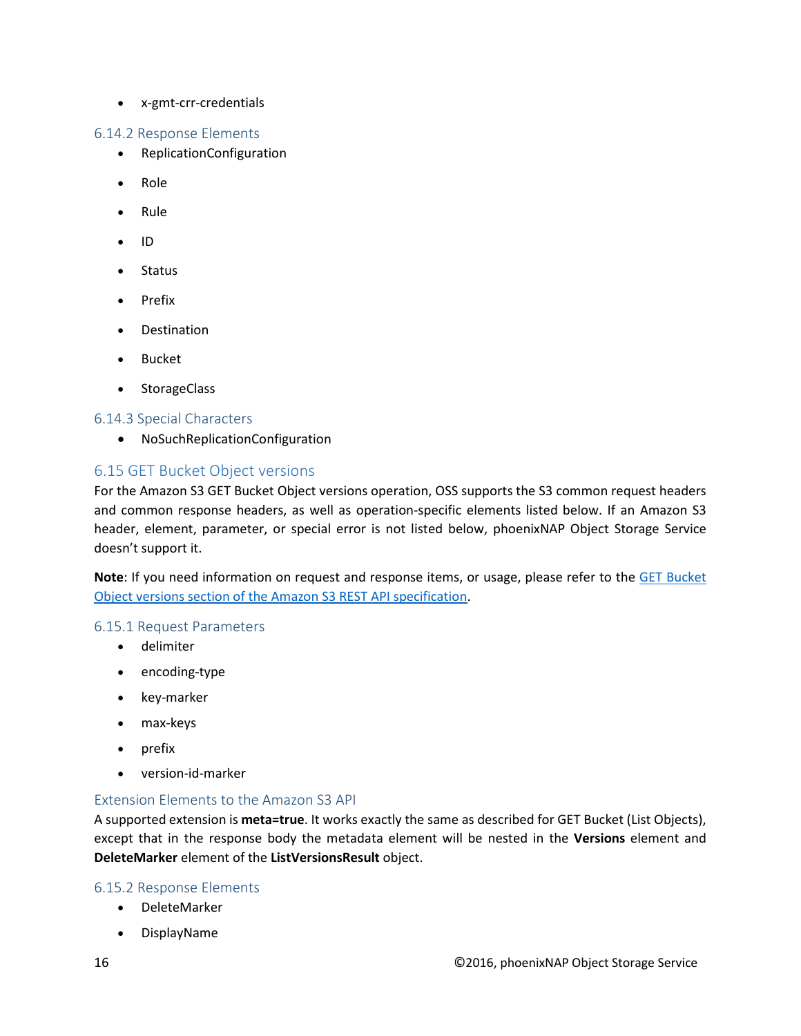- x-gmt-crr-credentials

### 6.14.2 Response Elements

- ReplicationConfiguration
- Role
- Rule
- ID
- Status
- Prefix
- Destination
- Bucket
- StorageClass

### 6.14.3 Special Characters

- NoSuchReplicationConfiguration

## 6.15 GET Bucket Object versions

For the Amazon S3 GET Bucket Object versions operation, OSS supports the S3 common request headers and common response headers, as well as operation-specific elements listed below. If an Amazon S3 header, element, parameter, or special error is not listed below, phoenixNAP Object Storage Service doesn't support it.

**Note**: If you need information on request and response items, or usage, please refer to the [GET Bucket Object versions section of the Amazon S3 REST API specification](#).

### 6.15.1 Request Parameters

- delimiter
- encoding-type
- key-marker
- max-keys
- prefix
- version-id-marker

#### Extension Elements to the Amazon S3 API

A supported extension is **meta=true**. It works exactly the same as described for GET Bucket (List Objects), except that in the response body the metadata element will be nested in the **Versions** element and **DeleteMarker** element of the **ListVersionsResult** object.

### 6.15.2 Response Elements

- DeleteMarker
- DisplayName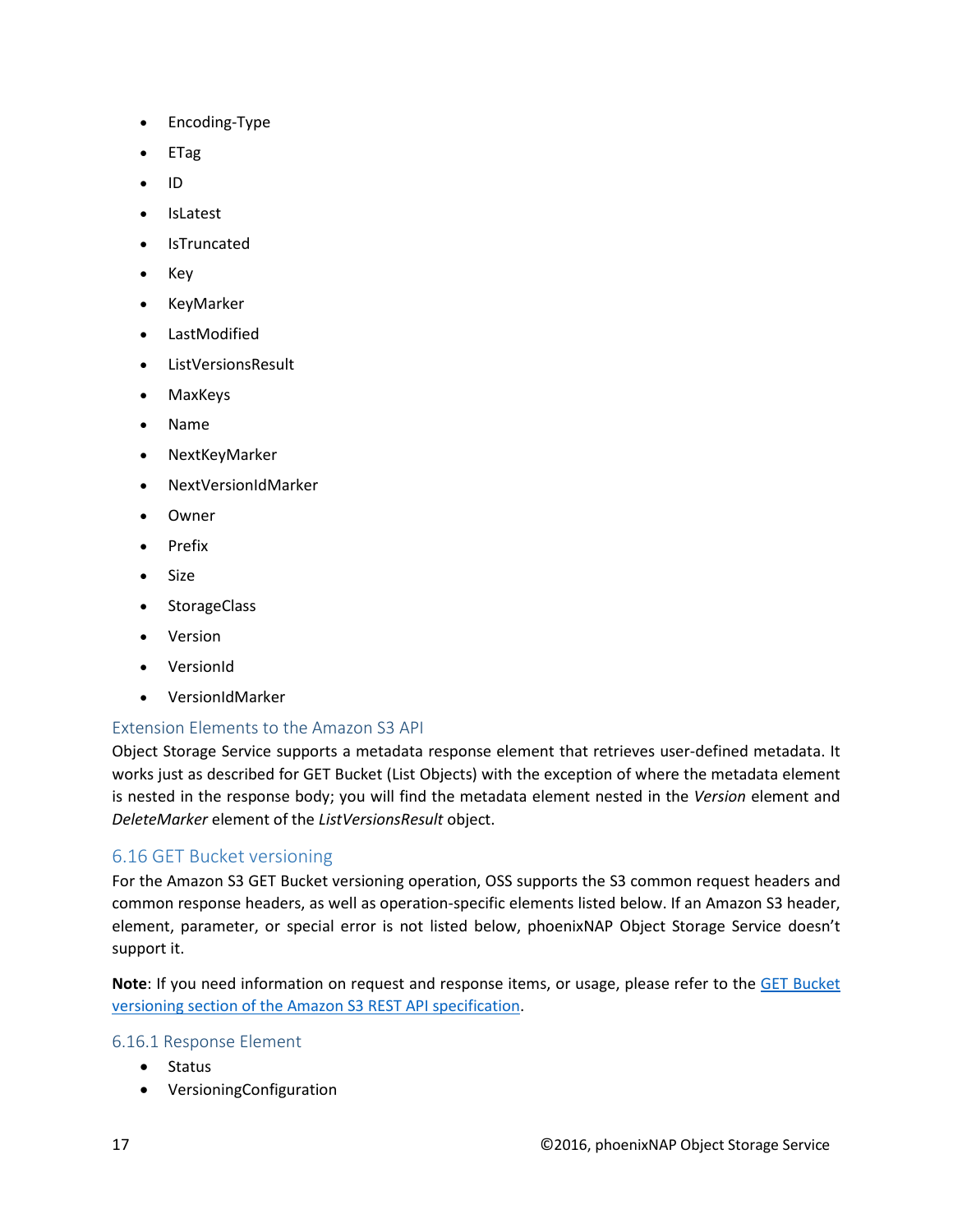- Encoding-Type
- ETag
- ID
- IsLatest
- IsTruncated
- Key
- KeyMarker
- LastModified
- ListVersionsResult
- MaxKeys
- Name
- NextKeyMarker
- NextVersionIdMarker
- Owner
- Prefix
- Size
- StorageClass
- Version
- VersionId
- VersionIdMarker

### Extension Elements to the Amazon S3 API

Object Storage Service supports a metadata response element that retrieves user-defined metadata. It works just as described for GET Bucket (List Objects) with the exception of where the metadata element is nested in the response body; you will find the metadata element nested in the *Version* element and *DeleteMarker* element of the *ListVersionsResult* object.

## 6.16 GET Bucket versioning

For the Amazon S3 GET Bucket versioning operation, OSS supports the S3 common request headers and common response headers, as well as operation-specific elements listed below. If an Amazon S3 header, element, parameter, or special error is not listed below, phoenixNAP Object Storage Service doesn't support it.

**Note**: If you need information on request and response items, or usage, please refer to the [GET Bucket versioning section of the Amazon S3 REST API specification]().

### 6.16.1 Response Element

- Status
- VersioningConfiguration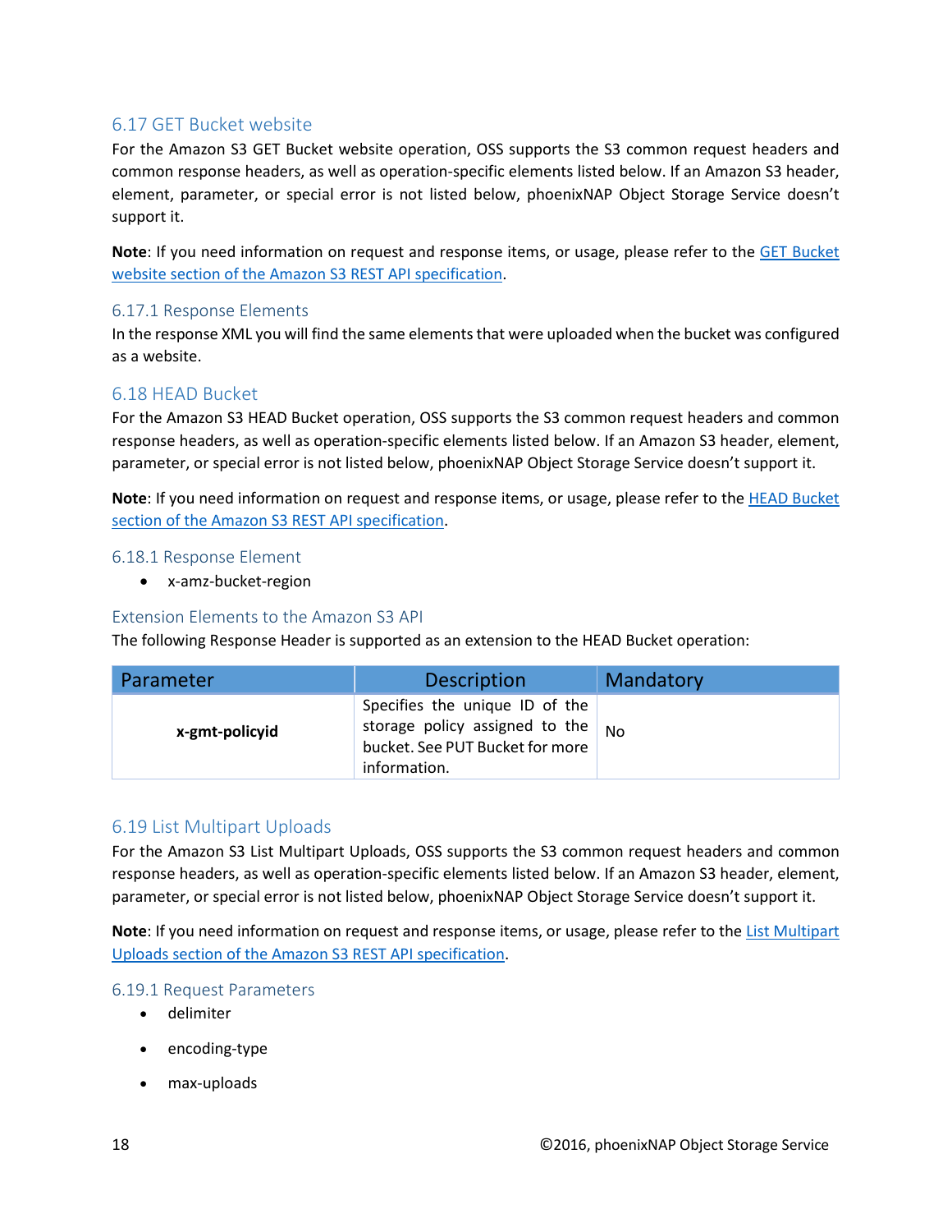## 6.17 GET Bucket website

For the Amazon S3 GET Bucket website operation, OSS supports the S3 common request headers and common response headers, as well as operation-specific elements listed below. If an Amazon S3 header, element, parameter, or special error is not listed below, phoenixNAP Object Storage Service doesn't support it.

**Note**: If you need information on request and response items, or usage, please refer to the GET Bucket website section of the Amazon S3 REST API specification.

### 6.17.1 Response Elements

In the response XML you will find the same elements that were uploaded when the bucket was configured as a website.

## 6.18 HEAD Bucket

For the Amazon S3 HEAD Bucket operation, OSS supports the S3 common request headers and common response headers, as well as operation-specific elements listed below. If an Amazon S3 header, element, parameter, or special error is not listed below, phoenixNAP Object Storage Service doesn't support it.

**Note**: If you need information on request and response items, or usage, please refer to the HEAD Bucket section of the Amazon S3 REST API specification.

### 6.18.1 Response Element

- x-amz-bucket-region

### Extension Elements to the Amazon S3 API

The following Response Header is supported as an extension to the HEAD Bucket operation:

| Parameter | Description | Mandatory |
|---|---|---|
| **x-gmt-policyid** | Specifies the unique ID of the storage policy assigned to the bucket. See PUT Bucket for more information. | No |

## 6.19 List Multipart Uploads

For the Amazon S3 List Multipart Uploads, OSS supports the S3 common request headers and common response headers, as well as operation-specific elements listed below. If an Amazon S3 header, element, parameter, or special error is not listed below, phoenixNAP Object Storage Service doesn't support it.

**Note**: If you need information on request and response items, or usage, please refer to the List Multipart Uploads section of the Amazon S3 REST API specification.

### 6.19.1 Request Parameters

- delimiter
- encoding-type
- max-uploads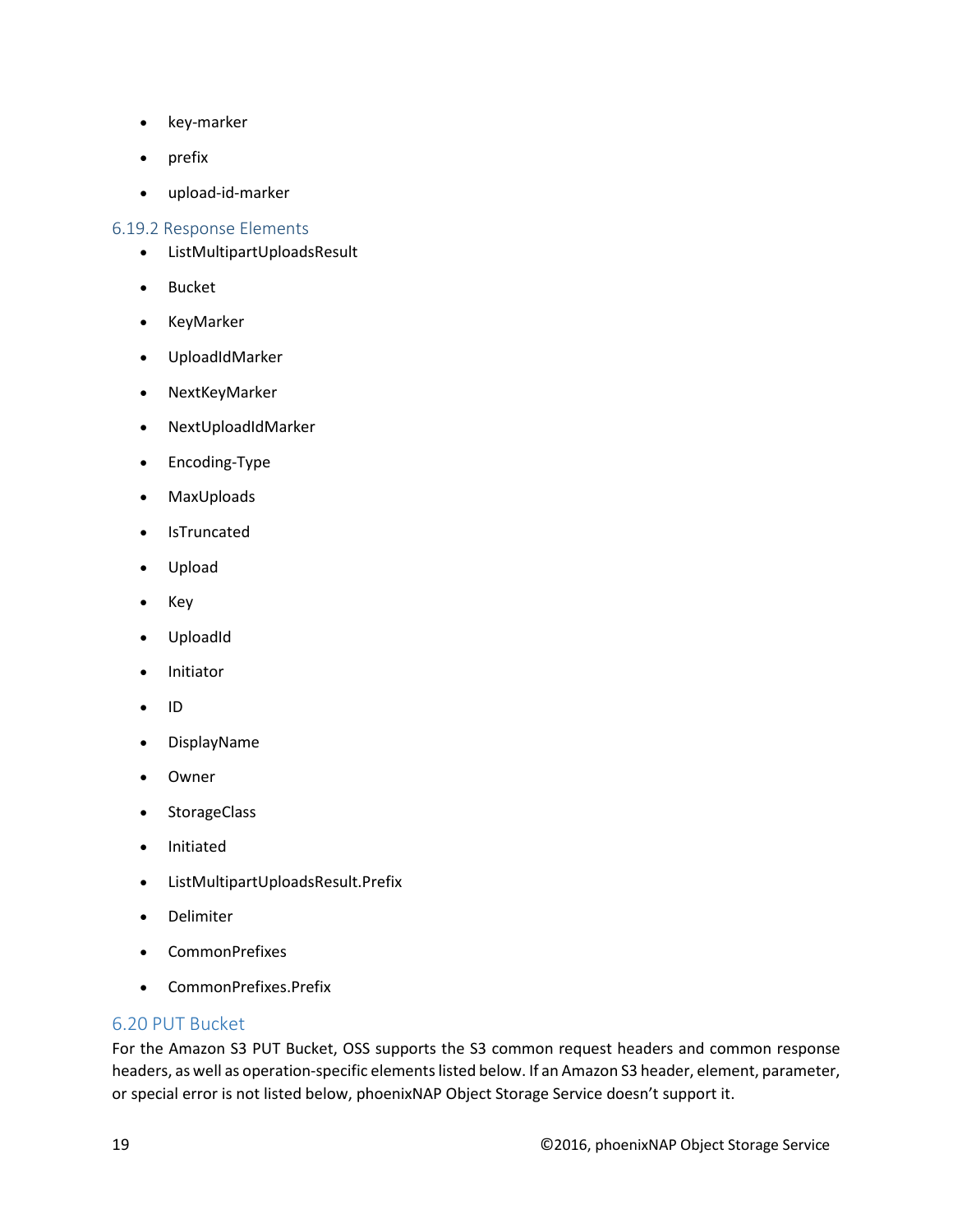- key-marker
- prefix
- upload-id-marker

### 6.19.2 Response Elements

- ListMultipartUploadsResult
- Bucket
- KeyMarker
- UploadIdMarker
- NextKeyMarker
- NextUploadIdMarker
- Encoding-Type
- MaxUploads
- IsTruncated
- Upload
- Key
- UploadId
- Initiator
- ID
- DisplayName
- Owner
- StorageClass
- Initiated
- ListMultipartUploadsResult.Prefix
- Delimiter
- CommonPrefixes
- CommonPrefixes.Prefix

## 6.20 PUT Bucket

For the Amazon S3 PUT Bucket, OSS supports the S3 common request headers and common response headers, as well as operation-specific elements listed below. If an Amazon S3 header, element, parameter, or special error is not listed below, phoenixNAP Object Storage Service doesn't support it.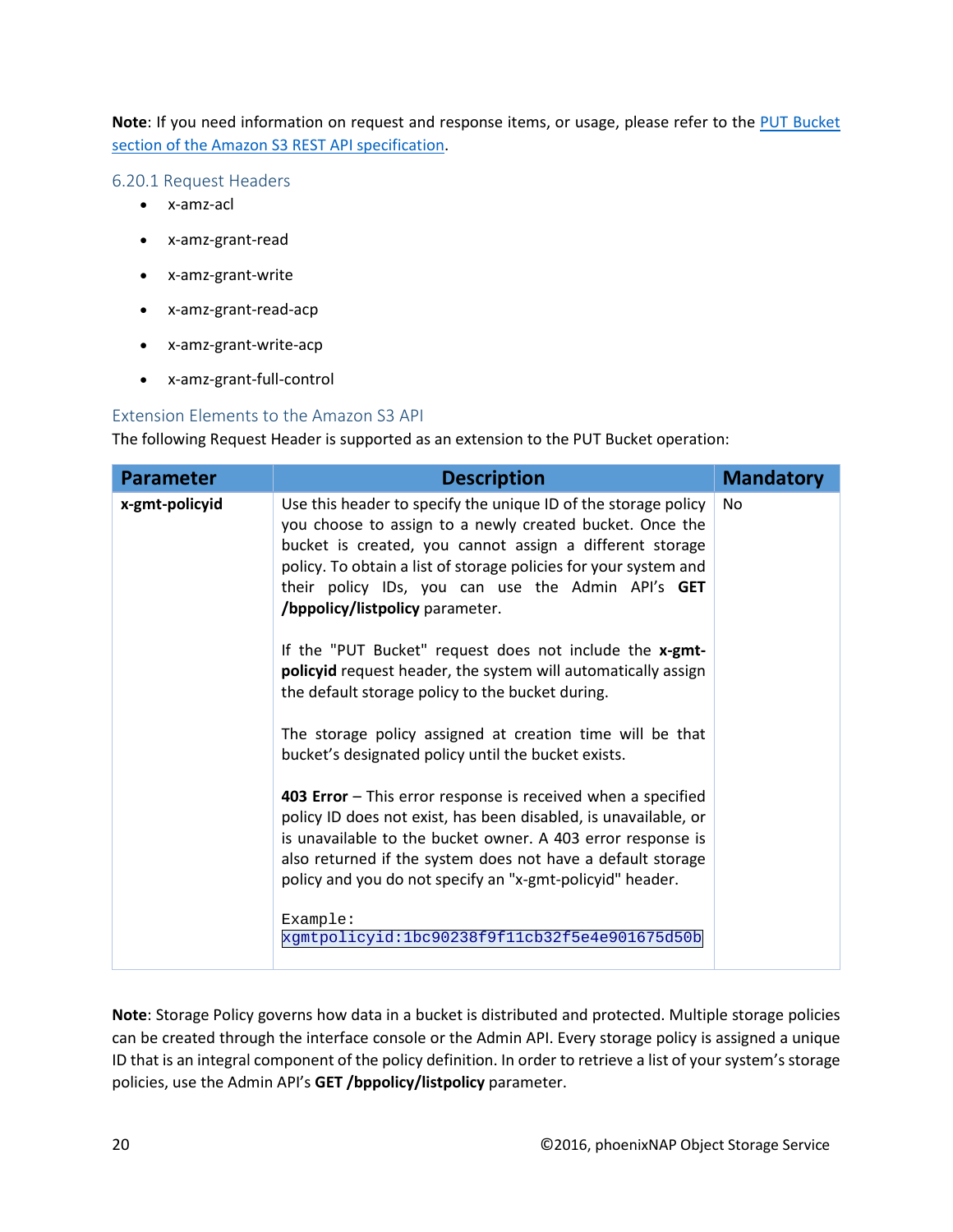**Note**: If you need information on request and response items, or usage, please refer to the PUT Bucket section of the Amazon S3 REST API specification.

### 6.20.1 Request Headers

- x-amz-acl
- x-amz-grant-read
- x-amz-grant-write
- x-amz-grant-read-acp
- x-amz-grant-write-acp
- x-amz-grant-full-control

### Extension Elements to the Amazon S3 API

The following Request Header is supported as an extension to the PUT Bucket operation:

| Parameter | Description | Mandatory |
|---|---|---|
| **x-gmt-policyid** | Use this header to specify the unique ID of the storage policy you choose to assign to a newly created bucket. Once the bucket is created, you cannot assign a different storage policy. To obtain a list of storage policies for your system and their policy IDs, you can use the Admin API's **GET /bppolicy/listpolicy** parameter.<br><br>If the "PUT Bucket" request does not include the **x-gmt-policyid** request header, the system will automatically assign the default storage policy to the bucket during.<br><br>The storage policy assigned at creation time will be that bucket's designated policy until the bucket exists.<br><br>**403 Error** – This error response is received when a specified policy ID does not exist, has been disabled, is unavailable, or is unavailable to the bucket owner. A 403 error response is also returned if the system does not have a default storage policy and you do not specify an "x-gmt-policyid" header.<br><br>`Example:`<br>`xgmtpolicyid:1bc90238f9f11cb32f5e4e901675d50b` | No |

**Note**: Storage Policy governs how data in a bucket is distributed and protected. Multiple storage policies can be created through the interface console or the Admin API. Every storage policy is assigned a unique ID that is an integral component of the policy definition. In order to retrieve a list of your system's storage policies, use the Admin API's **GET /bppolicy/listpolicy** parameter.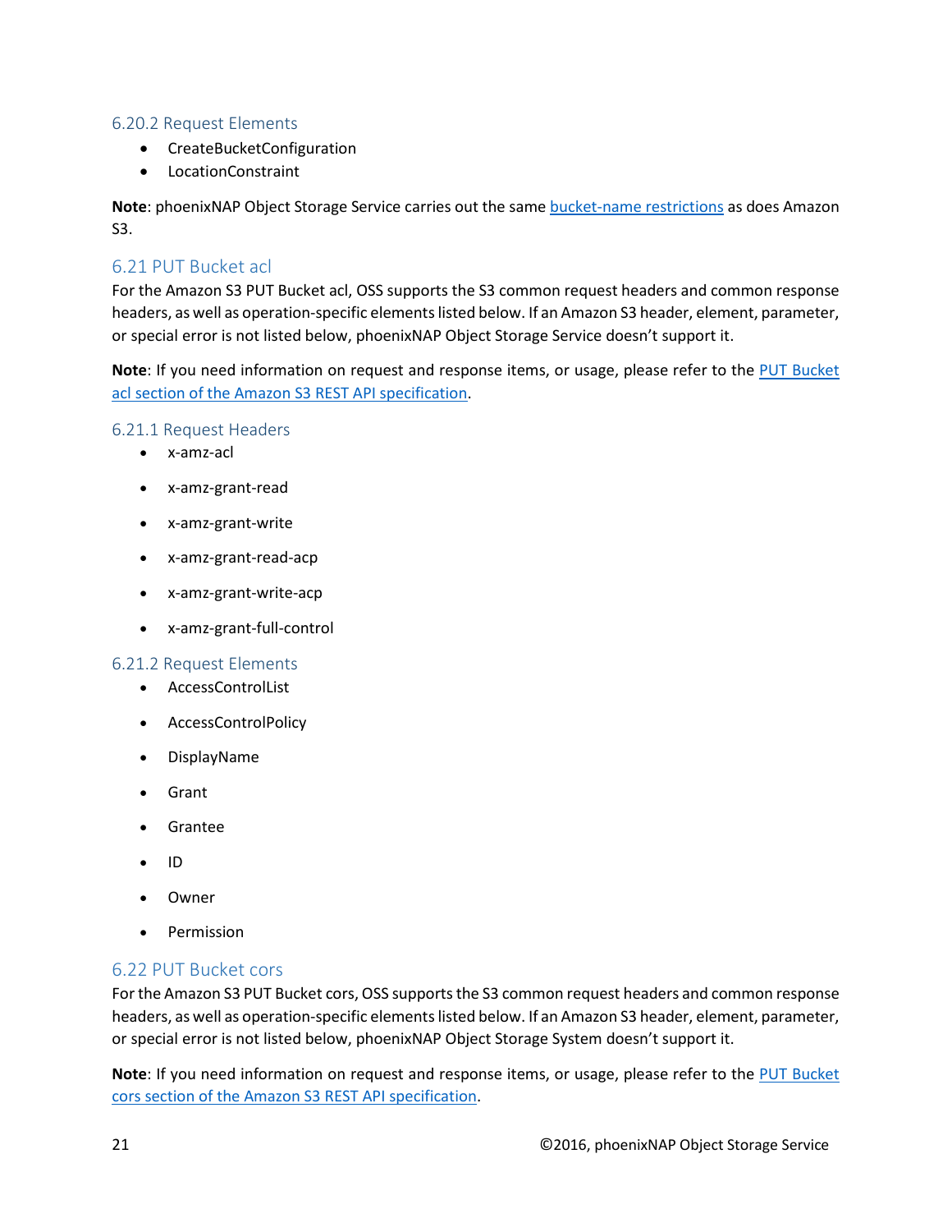### 6.20.2 Request Elements

- CreateBucketConfiguration
- LocationConstraint

**Note**: phoenixNAP Object Storage Service carries out the same bucket-name restrictions as does Amazon S3.

## 6.21 PUT Bucket acl

For the Amazon S3 PUT Bucket acl, OSS supports the S3 common request headers and common response headers, as well as operation-specific elements listed below. If an Amazon S3 header, element, parameter, or special error is not listed below, phoenixNAP Object Storage Service doesn't support it.

**Note**: If you need information on request and response items, or usage, please refer to the PUT Bucket acl section of the Amazon S3 REST API specification.

### 6.21.1 Request Headers

- x-amz-acl
- x-amz-grant-read
- x-amz-grant-write
- x-amz-grant-read-acp
- x-amz-grant-write-acp
- x-amz-grant-full-control

### 6.21.2 Request Elements

- AccessControlList
- AccessControlPolicy
- DisplayName
- Grant
- Grantee
- ID
- Owner
- Permission

## 6.22 PUT Bucket cors

For the Amazon S3 PUT Bucket cors, OSS supports the S3 common request headers and common response headers, as well as operation-specific elements listed below. If an Amazon S3 header, element, parameter, or special error is not listed below, phoenixNAP Object Storage System doesn't support it.

**Note**: If you need information on request and response items, or usage, please refer to the PUT Bucket cors section of the Amazon S3 REST API specification.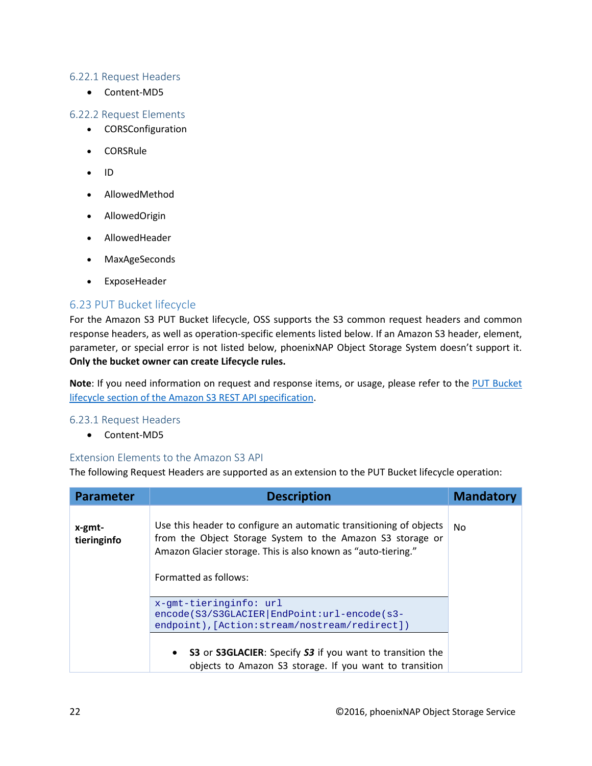### 6.22.1 Request Headers

- Content-MD5

### 6.22.2 Request Elements

- CORSConfiguration
- CORSRule
- ID
- AllowedMethod
- AllowedOrigin
- AllowedHeader
- MaxAgeSeconds
- ExposeHeader

## 6.23 PUT Bucket lifecycle

For the Amazon S3 PUT Bucket lifecycle, OSS supports the S3 common request headers and common response headers, as well as operation-specific elements listed below. If an Amazon S3 header, element, parameter, or special error is not listed below, phoenixNAP Object Storage System doesn't support it. **Only the bucket owner can create Lifecycle rules.**

**Note**: If you need information on request and response items, or usage, please refer to the PUT Bucket lifecycle section of the Amazon S3 REST API specification.

### 6.23.1 Request Headers

- Content-MD5

### Extension Elements to the Amazon S3 API

The following Request Headers are supported as an extension to the PUT Bucket lifecycle operation:

| Parameter | Description | Mandatory |
|---|---|---|
| **x-gmt-tieringinfo** | Use this header to configure an automatic transitioning of objects from the Object Storage System to the Amazon S3 storage or Amazon Glacier storage. This is also known as "auto-tiering."<br><br>Formatted as follows:<br><br>`x-gmt-tieringinfo: url encode(S3/S3GLACIER\|EndPoint:url-encode(s3-endpoint),[Action:stream/nostream/redirect])`<br><br>• **S3** or **S3GLACIER**: Specify ***S3*** if you want to transition the objects to Amazon S3 storage. If you want to transition | No |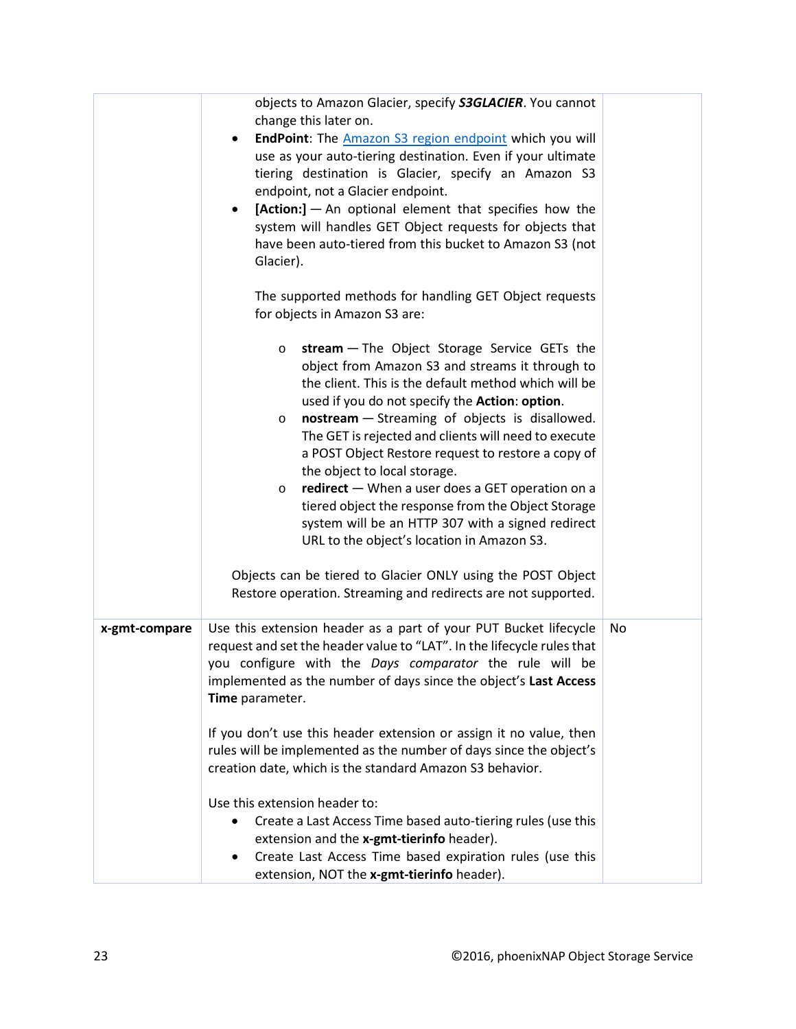| | | |
|---|---|---|
| | objects to Amazon Glacier, specify ***S3GLACIER***. You cannot change this later on.<br>• **EndPoint**: The [Amazon S3 region endpoint]() which you will use as your auto-tiering destination. Even if your ultimate tiering destination is Glacier, specify an Amazon S3 endpoint, not a Glacier endpoint.<br>• **[Action:]** — An optional element that specifies how the system will handles GET Object requests for objects that have been auto-tiered from this bucket to Amazon S3 (not Glacier).<br><br>The supported methods for handling GET Object requests for objects in Amazon S3 are:<br><br>o **stream** — The Object Storage Service GETs the object from Amazon S3 and streams it through to the client. This is the default method which will be used if you do not specify the **Action**: **option**.<br>o **nostream** — Streaming of objects is disallowed. The GET is rejected and clients will need to execute a POST Object Restore request to restore a copy of the object to local storage.<br>o **redirect** — When a user does a GET operation on a tiered object the response from the Object Storage system will be an HTTP 307 with a signed redirect URL to the object's location in Amazon S3.<br><br>Objects can be tiered to Glacier ONLY using the POST Object Restore operation. Streaming and redirects are not supported. | |
| **x-gmt-compare** | Use this extension header as a part of your PUT Bucket lifecycle request and set the header value to "LAT". In the lifecycle rules that you configure with the *Days comparator* the rule will be implemented as the number of days since the object's **Last Access Time** parameter.<br><br>If you don't use this header extension or assign it no value, then rules will be implemented as the number of days since the object's creation date, which is the standard Amazon S3 behavior.<br><br>Use this extension header to:<br>• Create a Last Access Time based auto-tiering rules (use this extension and the **x-gmt-tierinfo** header).<br>• Create Last Access Time based expiration rules (use this extension, NOT the **x-gmt-tierinfo** header). | No |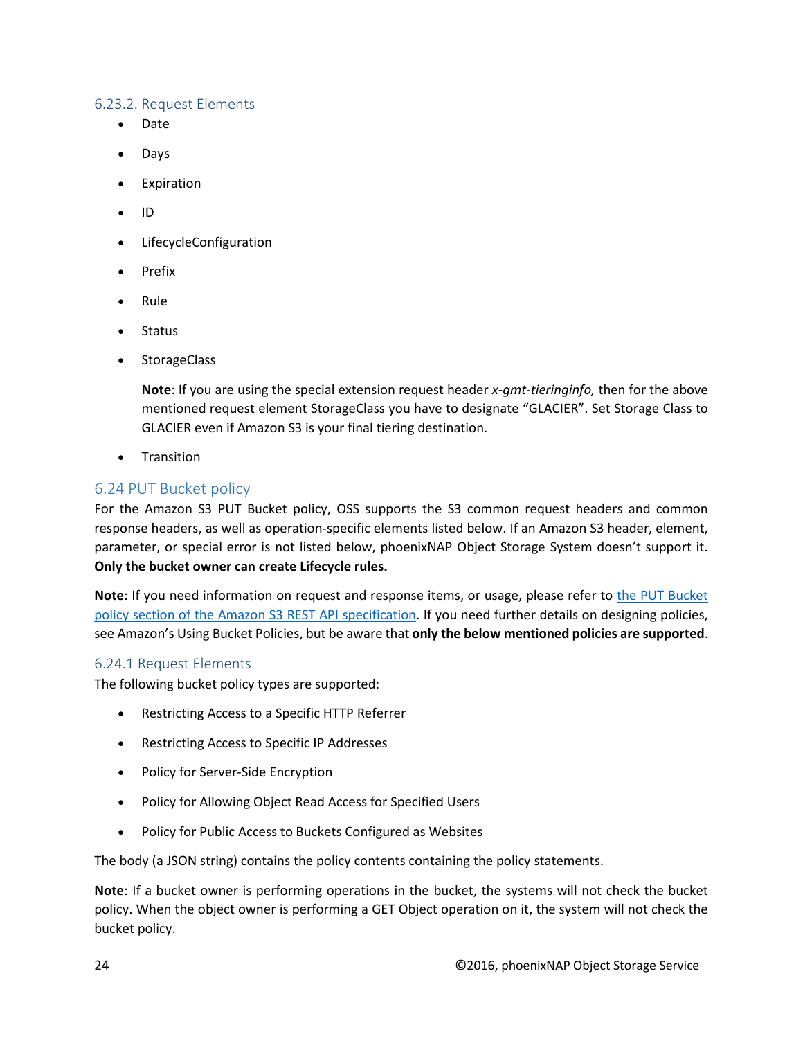### 6.23.2. Request Elements

- Date
- Days
- Expiration
- ID
- LifecycleConfiguration
- Prefix
- Rule
- Status
- StorageClass

  **Note**: If you are using the special extension request header *x-gmt-tieringinfo,* then for the above mentioned request element StorageClass you have to designate "GLACIER". Set Storage Class to GLACIER even if Amazon S3 is your final tiering destination.

- Transition

## 6.24 PUT Bucket policy

For the Amazon S3 PUT Bucket policy, OSS supports the S3 common request headers and common response headers, as well as operation-specific elements listed below. If an Amazon S3 header, element, parameter, or special error is not listed below, phoenixNAP Object Storage System doesn't support it. **Only the bucket owner can create Lifecycle rules.**

**Note**: If you need information on request and response items, or usage, please refer to the PUT Bucket policy section of the Amazon S3 REST API specification. If you need further details on designing policies, see Amazon's Using Bucket Policies, but be aware that **only the below mentioned policies are supported**.

### 6.24.1 Request Elements

The following bucket policy types are supported:

- Restricting Access to a Specific HTTP Referrer
- Restricting Access to Specific IP Addresses
- Policy for Server-Side Encryption
- Policy for Allowing Object Read Access for Specified Users
- Policy for Public Access to Buckets Configured as Websites

The body (a JSON string) contains the policy contents containing the policy statements.

**Note**: If a bucket owner is performing operations in the bucket, the systems will not check the bucket policy. When the object owner is performing a GET Object operation on it, the system will not check the bucket policy.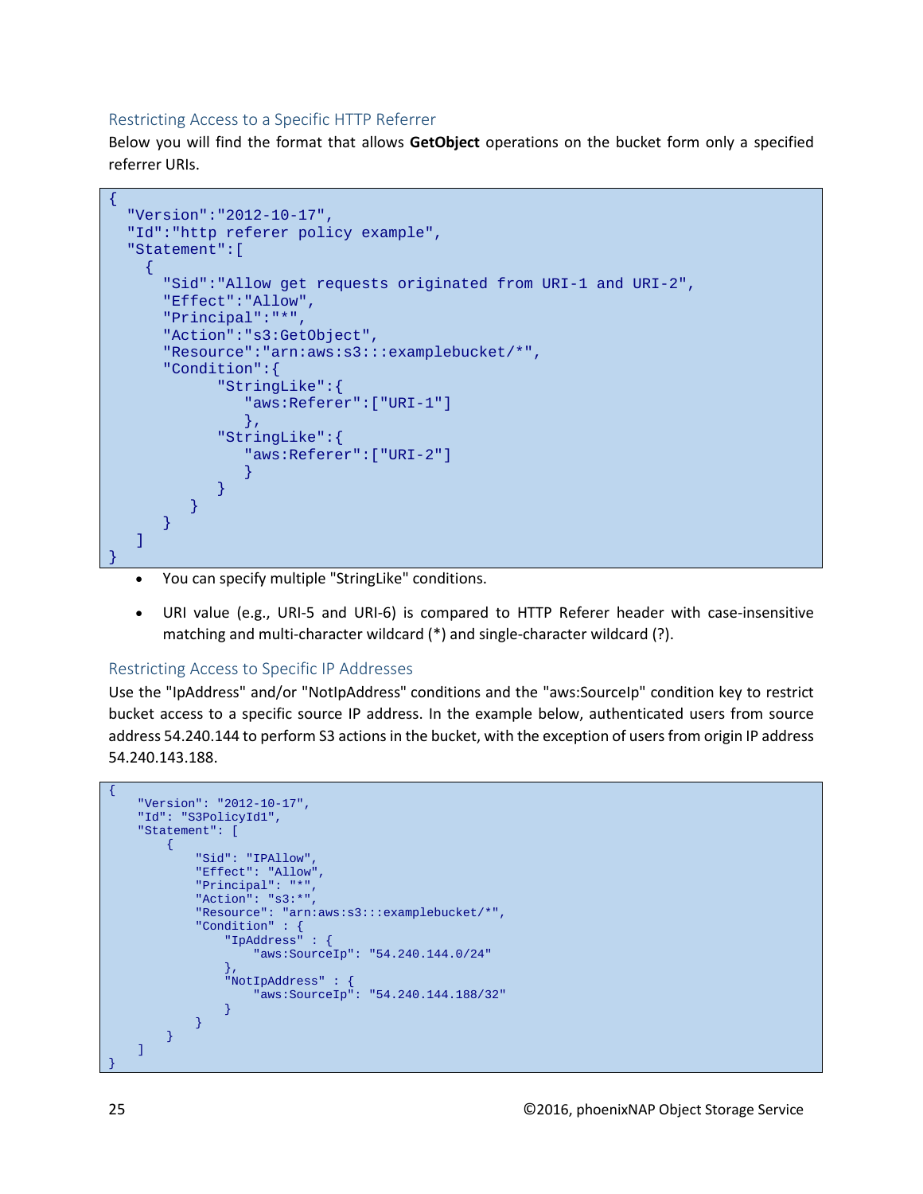### Restricting Access to a Specific HTTP Referrer

Below you will find the format that allows **GetObject** operations on the bucket form only a specified referrer URIs.

```
{
  "Version":"2012-10-17",
  "Id":"http referer policy example",
  "Statement":[
    {
      "Sid":"Allow get requests originated from URI-1 and URI-2",
      "Effect":"Allow",
      "Principal":"*",
      "Action":"s3:GetObject",
      "Resource":"arn:aws:s3:::examplebucket/*",
      "Condition":{
            "StringLike":{
               "aws:Referer":["URI-1"]
               },
            "StringLike":{
               "aws:Referer":["URI-2"]
               }
            }
         }
      }
    ]
}
```

- You can specify multiple "StringLike" conditions.
- URI value (e.g., URI-5 and URI-6) is compared to HTTP Referer header with case-insensitive matching and multi-character wildcard (*) and single-character wildcard (?).

### Restricting Access to Specific IP Addresses

Use the "IpAddress" and/or "NotIpAddress" conditions and the "aws:SourceIp" condition key to restrict bucket access to a specific source IP address. In the example below, authenticated users from source address 54.240.144 to perform S3 actions in the bucket, with the exception of users from origin IP address 54.240.143.188.

```
{
    "Version": "2012-10-17",
    "Id": "S3PolicyId1",
    "Statement": [
        {
            "Sid": "IPAllow",
            "Effect": "Allow",
            "Principal": "*",
            "Action": "s3:*",
            "Resource": "arn:aws:s3:::examplebucket/*",
            "Condition" : {
                "IpAddress" : {
                    "aws:SourceIp": "54.240.144.0/24"
                },
                "NotIpAddress" : {
                    "aws:SourceIp": "54.240.144.188/32"
                }
            }
        }
    ]
}
```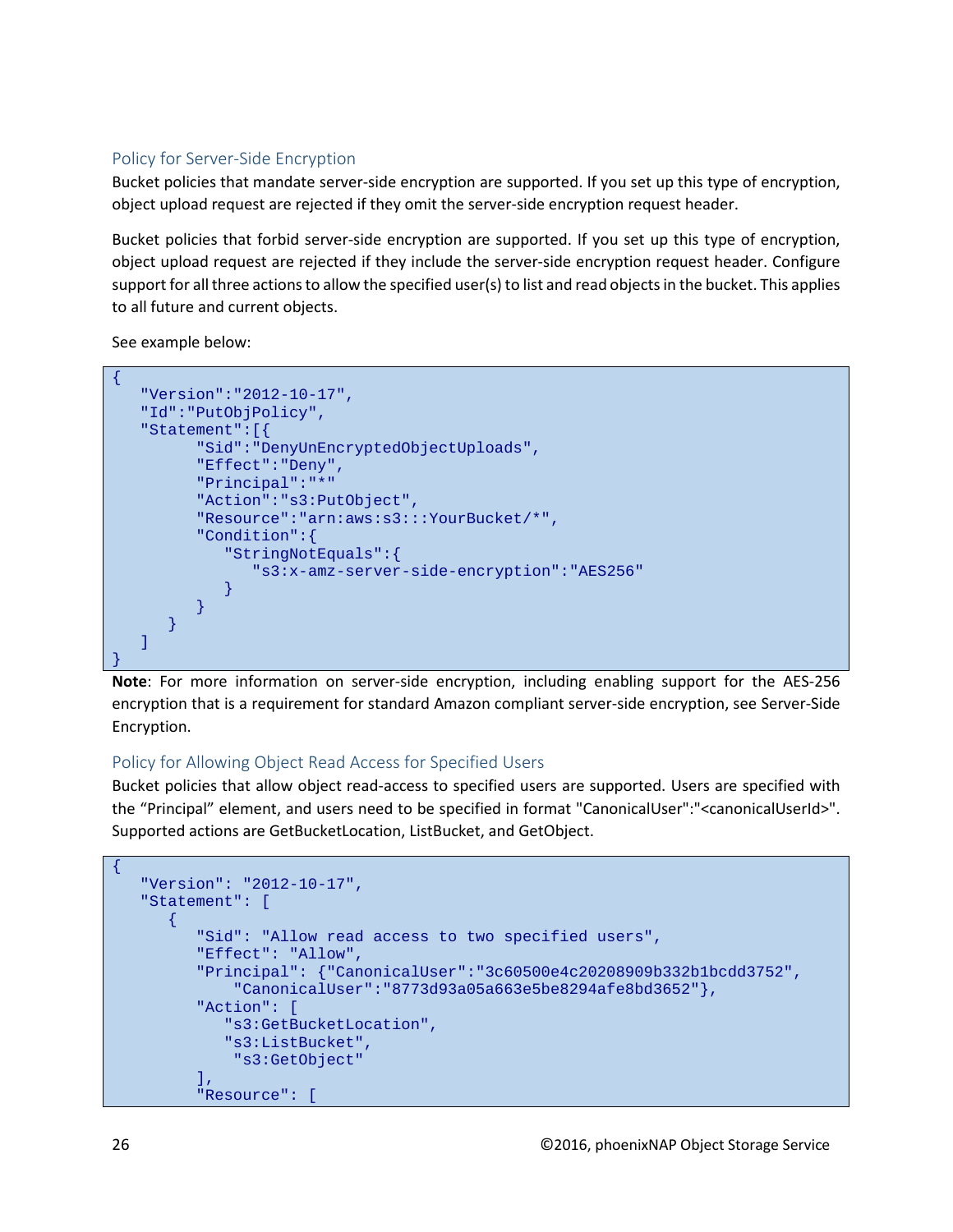### Policy for Server-Side Encryption

Bucket policies that mandate server-side encryption are supported. If you set up this type of encryption, object upload request are rejected if they omit the server-side encryption request header.

Bucket policies that forbid server-side encryption are supported. If you set up this type of encryption, object upload request are rejected if they include the server-side encryption request header. Configure support for all three actions to allow the specified user(s) to list and read objects in the bucket. This applies to all future and current objects.

See example below:

```
{
   "Version":"2012-10-17",
   "Id":"PutObjPolicy",
   "Statement":[{
         "Sid":"DenyUnEncryptedObjectUploads",
         "Effect":"Deny",
         "Principal":"*"
         "Action":"s3:PutObject",
         "Resource":"arn:aws:s3:::YourBucket/*",
         "Condition":{
            "StringNotEquals":{
               "s3:x-amz-server-side-encryption":"AES256"
            }
         }
      }
   ]
}
```

**Note**: For more information on server-side encryption, including enabling support for the AES-256 encryption that is a requirement for standard Amazon compliant server-side encryption, see Server-Side Encryption.

### Policy for Allowing Object Read Access for Specified Users

Bucket policies that allow object read-access to specified users are supported. Users are specified with the "Principal" element, and users need to be specified in format "CanonicalUser":"<canonicalUserId>". Supported actions are GetBucketLocation, ListBucket, and GetObject.

```
{
   "Version": "2012-10-17",
   "Statement": [
      {
         "Sid": "Allow read access to two specified users",
         "Effect": "Allow",
         "Principal": {"CanonicalUser":"3c60500e4c20208909b332b1bcdd3752",
             "CanonicalUser":"8773d93a05a663e5be8294afe8bd3652"},
         "Action": [
            "s3:GetBucketLocation",
            "s3:ListBucket",
             "s3:GetObject"
         ],
         "Resource": [
```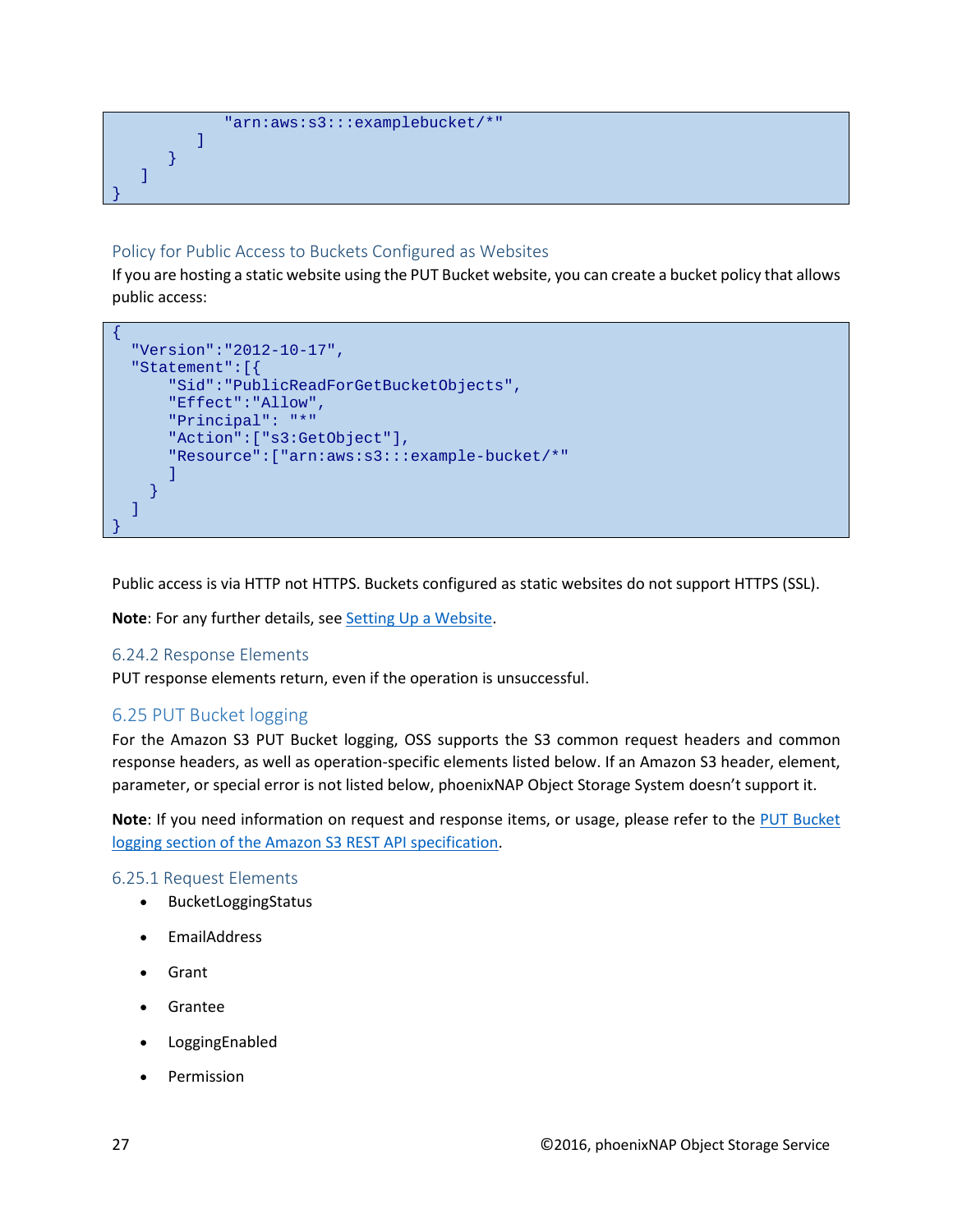```
            "arn:aws:s3:::examplebucket/*"
         ]
      }
   ]
}
```

### Policy for Public Access to Buckets Configured as Websites

If you are hosting a static website using the PUT Bucket website, you can create a bucket policy that allows public access:

```
{
  "Version":"2012-10-17",
  "Statement":[{
      "Sid":"PublicReadForGetBucketObjects",
      "Effect":"Allow",
      "Principal": "*"
      "Action":["s3:GetObject"],
      "Resource":["arn:aws:s3:::example-bucket/*"
      ]
    }
  ]
}
```

Public access is via HTTP not HTTPS. Buckets configured as static websites do not support HTTPS (SSL).

**Note**: For any further details, see Setting Up a Website.

### 6.24.2 Response Elements

PUT response elements return, even if the operation is unsuccessful.

## 6.25 PUT Bucket logging

For the Amazon S3 PUT Bucket logging, OSS supports the S3 common request headers and common response headers, as well as operation-specific elements listed below. If an Amazon S3 header, element, parameter, or special error is not listed below, phoenixNAP Object Storage System doesn't support it.

**Note**: If you need information on request and response items, or usage, please refer to the PUT Bucket logging section of the Amazon S3 REST API specification.

### 6.25.1 Request Elements

- BucketLoggingStatus
- EmailAddress
- Grant
- Grantee
- LoggingEnabled
- Permission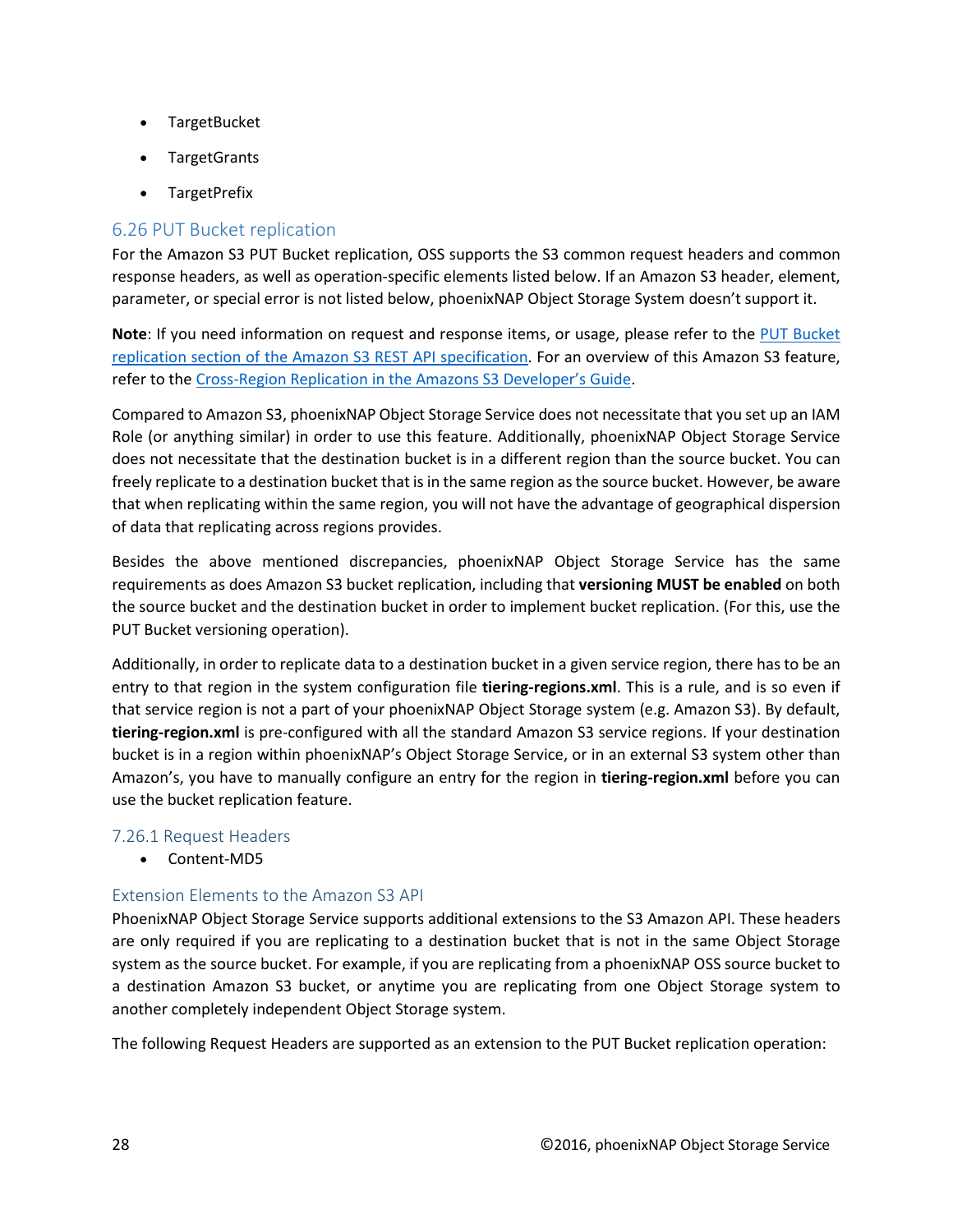- TargetBucket
- TargetGrants
- TargetPrefix

## 6.26 PUT Bucket replication

For the Amazon S3 PUT Bucket replication, OSS supports the S3 common request headers and common response headers, as well as operation-specific elements listed below. If an Amazon S3 header, element, parameter, or special error is not listed below, phoenixNAP Object Storage System doesn't support it.

**Note**: If you need information on request and response items, or usage, please refer to the PUT Bucket replication section of the Amazon S3 REST API specification. For an overview of this Amazon S3 feature, refer to the Cross-Region Replication in the Amazons S3 Developer's Guide.

Compared to Amazon S3, phoenixNAP Object Storage Service does not necessitate that you set up an IAM Role (or anything similar) in order to use this feature. Additionally, phoenixNAP Object Storage Service does not necessitate that the destination bucket is in a different region than the source bucket. You can freely replicate to a destination bucket that is in the same region as the source bucket. However, be aware that when replicating within the same region, you will not have the advantage of geographical dispersion of data that replicating across regions provides.

Besides the above mentioned discrepancies, phoenixNAP Object Storage Service has the same requirements as does Amazon S3 bucket replication, including that **versioning MUST be enabled** on both the source bucket and the destination bucket in order to implement bucket replication. (For this, use the PUT Bucket versioning operation).

Additionally, in order to replicate data to a destination bucket in a given service region, there has to be an entry to that region in the system configuration file **tiering-regions.xml**. This is a rule, and is so even if that service region is not a part of your phoenixNAP Object Storage system (e.g. Amazon S3). By default, **tiering-region.xml** is pre-configured with all the standard Amazon S3 service regions. If your destination bucket is in a region within phoenixNAP's Object Storage Service, or in an external S3 system other than Amazon's, you have to manually configure an entry for the region in **tiering-region.xml** before you can use the bucket replication feature.

### 7.26.1 Request Headers

- Content-MD5

### Extension Elements to the Amazon S3 API

PhoenixNAP Object Storage Service supports additional extensions to the S3 Amazon API. These headers are only required if you are replicating to a destination bucket that is not in the same Object Storage system as the source bucket. For example, if you are replicating from a phoenixNAP OSS source bucket to a destination Amazon S3 bucket, or anytime you are replicating from one Object Storage system to another completely independent Object Storage system.

The following Request Headers are supported as an extension to the PUT Bucket replication operation: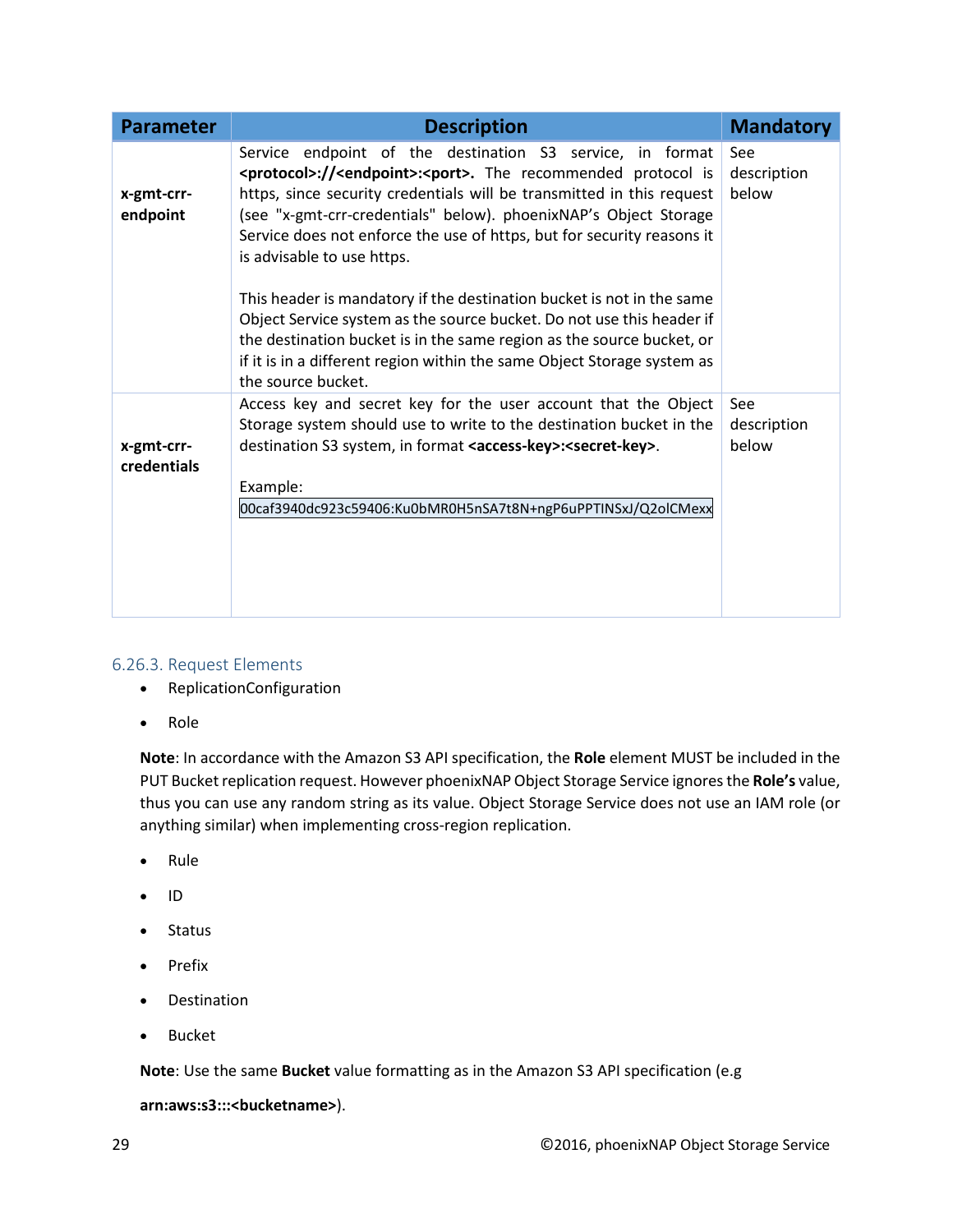| Parameter | Description | Mandatory |
|---|---|---|
| **x-gmt-crr-endpoint** | Service endpoint of the destination S3 service, in format **<protocol>://<endpoint>:<port>.** The recommended protocol is https, since security credentials will be transmitted in this request (see "x-gmt-crr-credentials" below). phoenixNAP's Object Storage Service does not enforce the use of https, but for security reasons it is advisable to use https.<br><br>This header is mandatory if the destination bucket is not in the same Object Service system as the source bucket. Do not use this header if the destination bucket is in the same region as the source bucket, or if it is in a different region within the same Object Storage system as the source bucket. | See description below |
| **x-gmt-crr-credentials** | Access key and secret key for the user account that the Object Storage system should use to write to the destination bucket in the destination S3 system, in format **<access-key>:<secret-key>**.<br><br>Example:<br>00caf3940dc923c59406:Ku0bMR0H5nSA7t8N+ngP6uPPTINSxJ/Q2olCMexx | See description below |

### 6.26.3. Request Elements

- ReplicationConfiguration
- Role

**Note**: In accordance with the Amazon S3 API specification, the **Role** element MUST be included in the PUT Bucket replication request. However phoenixNAP Object Storage Service ignores the **Role's** value, thus you can use any random string as its value. Object Storage Service does not use an IAM role (or anything similar) when implementing cross-region replication.

- Rule
- ID
- Status
- Prefix
- Destination
- Bucket

**Note**: Use the same **Bucket** value formatting as in the Amazon S3 API specification (e.g

**arn:aws:s3:::<bucketname>**).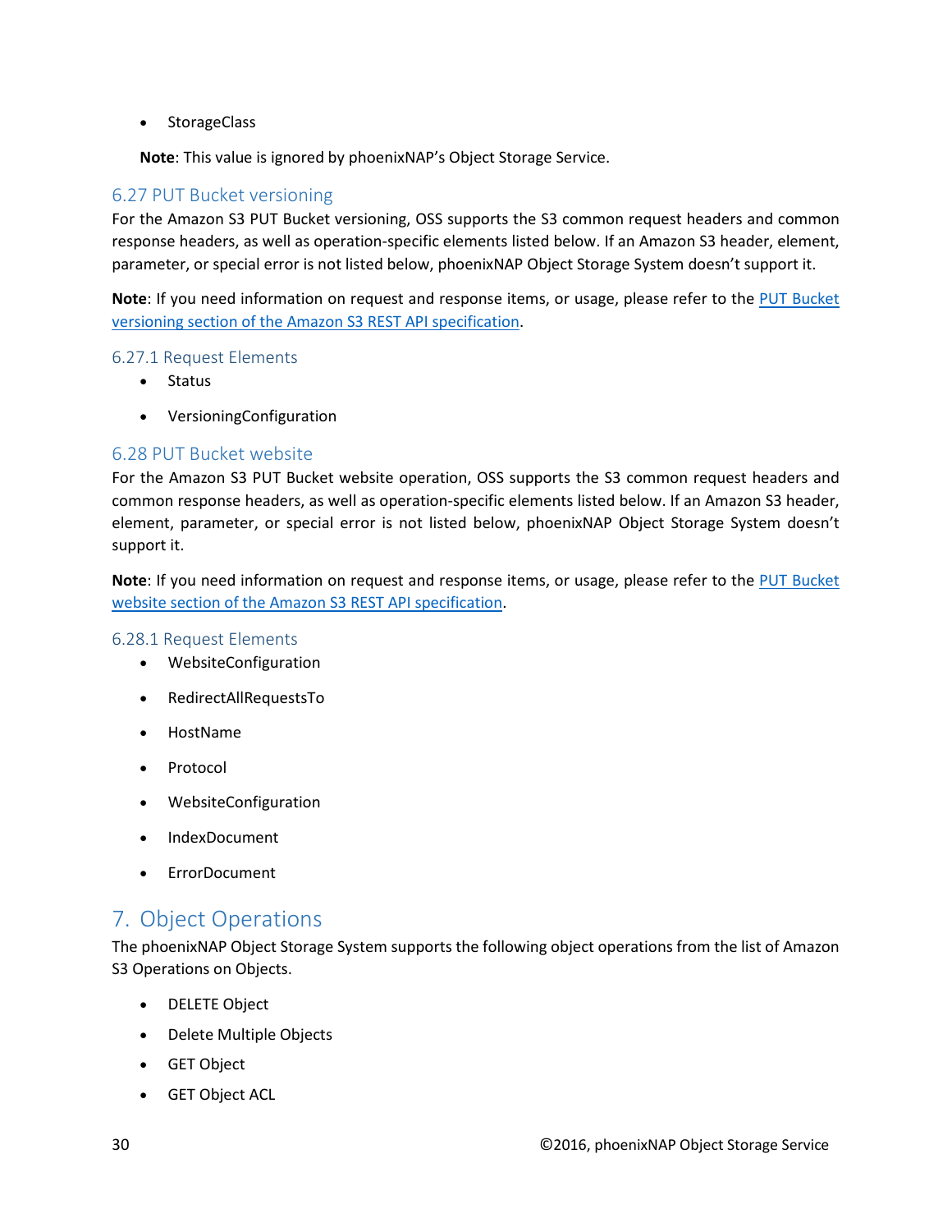- StorageClass

**Note**: This value is ignored by phoenixNAP's Object Storage Service.

## 6.27 PUT Bucket versioning

For the Amazon S3 PUT Bucket versioning, OSS supports the S3 common request headers and common response headers, as well as operation-specific elements listed below. If an Amazon S3 header, element, parameter, or special error is not listed below, phoenixNAP Object Storage System doesn't support it.

**Note**: If you need information on request and response items, or usage, please refer to the [PUT Bucket versioning section of the Amazon S3 REST API specification](#).

### 6.27.1 Request Elements

- Status
- VersioningConfiguration

## 6.28 PUT Bucket website

For the Amazon S3 PUT Bucket website operation, OSS supports the S3 common request headers and common response headers, as well as operation-specific elements listed below. If an Amazon S3 header, element, parameter, or special error is not listed below, phoenixNAP Object Storage System doesn't support it.

**Note**: If you need information on request and response items, or usage, please refer to the [PUT Bucket website section of the Amazon S3 REST API specification](#).

### 6.28.1 Request Elements

- WebsiteConfiguration
- RedirectAllRequestsTo
- HostName
- Protocol
- WebsiteConfiguration
- IndexDocument
- ErrorDocument

# 7. Object Operations

The phoenixNAP Object Storage System supports the following object operations from the list of Amazon S3 Operations on Objects.

- DELETE Object
- Delete Multiple Objects
- GET Object
- GET Object ACL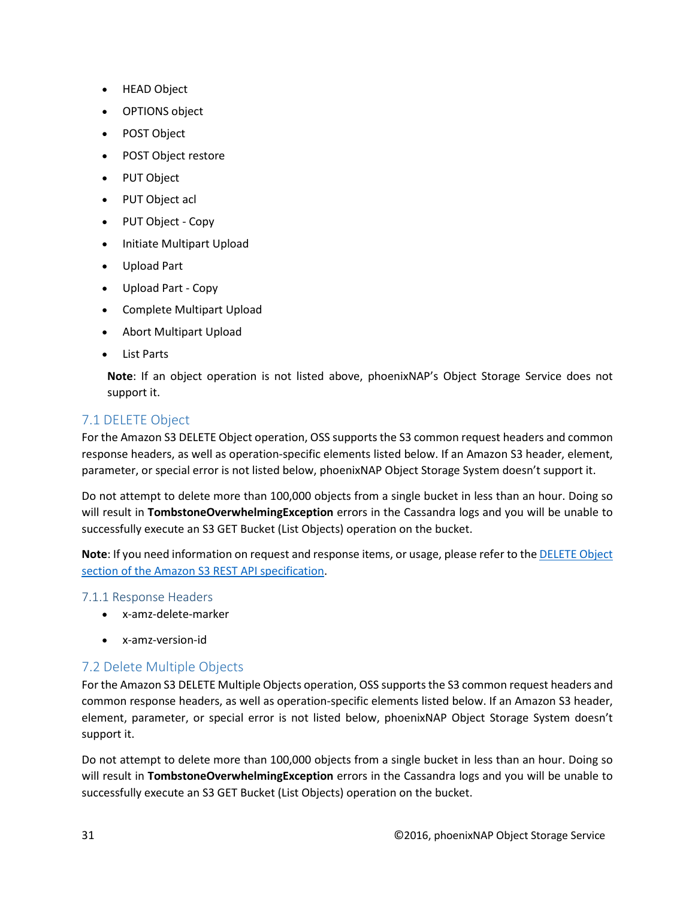- HEAD Object
- OPTIONS object
- POST Object
- POST Object restore
- PUT Object
- PUT Object acl
- PUT Object - Copy
- Initiate Multipart Upload
- Upload Part
- Upload Part - Copy
- Complete Multipart Upload
- Abort Multipart Upload
- List Parts

**Note**: If an object operation is not listed above, phoenixNAP's Object Storage Service does not support it.

## 7.1 DELETE Object

For the Amazon S3 DELETE Object operation, OSS supports the S3 common request headers and common response headers, as well as operation-specific elements listed below. If an Amazon S3 header, element, parameter, or special error is not listed below, phoenixNAP Object Storage System doesn't support it.

Do not attempt to delete more than 100,000 objects from a single bucket in less than an hour. Doing so will result in **TombstoneOverwhelmingException** errors in the Cassandra logs and you will be unable to successfully execute an S3 GET Bucket (List Objects) operation on the bucket.

**Note**: If you need information on request and response items, or usage, please refer to the DELETE Object section of the Amazon S3 REST API specification.

### 7.1.1 Response Headers

- x-amz-delete-marker
- x-amz-version-id

## 7.2 Delete Multiple Objects

For the Amazon S3 DELETE Multiple Objects operation, OSS supports the S3 common request headers and common response headers, as well as operation-specific elements listed below. If an Amazon S3 header, element, parameter, or special error is not listed below, phoenixNAP Object Storage System doesn't support it.

Do not attempt to delete more than 100,000 objects from a single bucket in less than an hour. Doing so will result in **TombstoneOverwhelmingException** errors in the Cassandra logs and you will be unable to successfully execute an S3 GET Bucket (List Objects) operation on the bucket.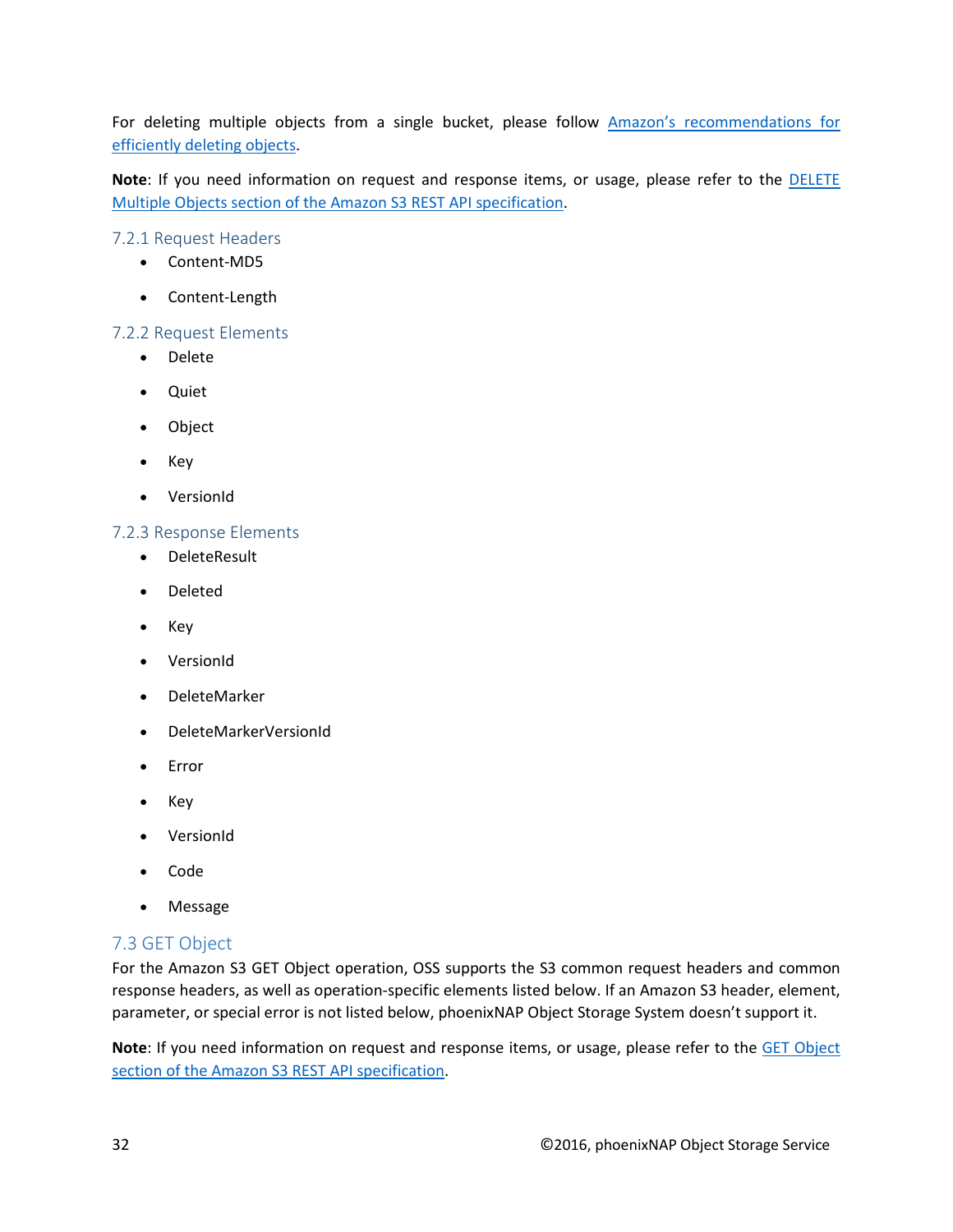For deleting multiple objects from a single bucket, please follow [Amazon's recommendations for efficiently deleting objects](#).

**Note**: If you need information on request and response items, or usage, please refer to the [DELETE Multiple Objects section of the Amazon S3 REST API specification](#).

### 7.2.1 Request Headers

- Content-MD5
- Content-Length

### 7.2.2 Request Elements

- Delete
- Quiet
- Object
- Key
- VersionId

### 7.2.3 Response Elements

- DeleteResult
- Deleted
- Key
- VersionId
- DeleteMarker
- DeleteMarkerVersionId
- Error
- Key
- VersionId
- Code
- Message

## 7.3 GET Object

For the Amazon S3 GET Object operation, OSS supports the S3 common request headers and common response headers, as well as operation-specific elements listed below. If an Amazon S3 header, element, parameter, or special error is not listed below, phoenixNAP Object Storage System doesn't support it.

**Note**: If you need information on request and response items, or usage, please refer to the [GET Object section of the Amazon S3 REST API specification](#).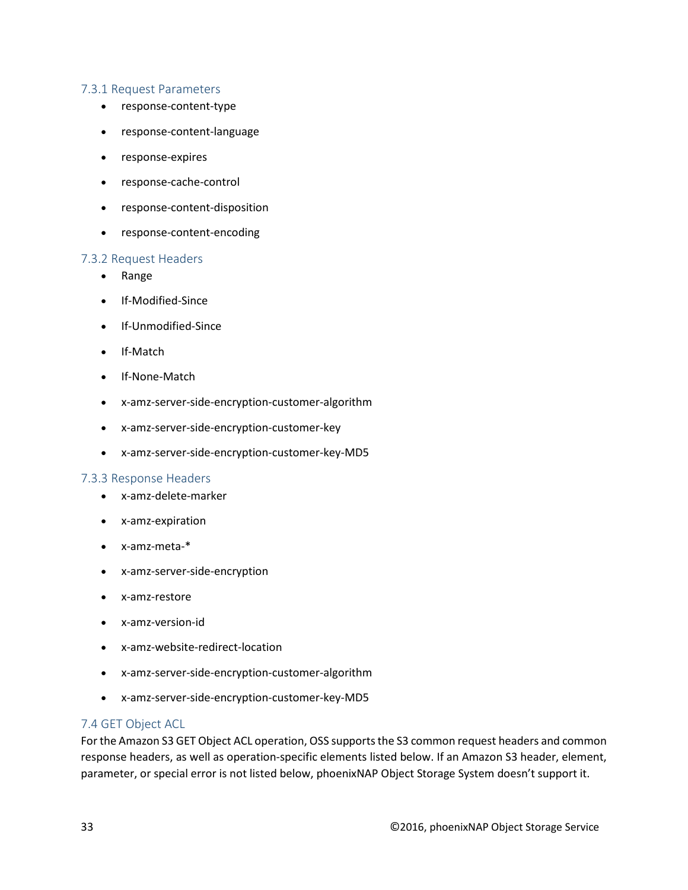### 7.3.1 Request Parameters

- response-content-type
- response-content-language
- response-expires
- response-cache-control
- response-content-disposition
- response-content-encoding

### 7.3.2 Request Headers

- Range
- If-Modified-Since
- If-Unmodified-Since
- If-Match
- If-None-Match
- x-amz-server-side-encryption-customer-algorithm
- x-amz-server-side-encryption-customer-key
- x-amz-server-side-encryption-customer-key-MD5

### 7.3.3 Response Headers

- x-amz-delete-marker
- x-amz-expiration
- x-amz-meta-*
- x-amz-server-side-encryption
- x-amz-restore
- x-amz-version-id
- x-amz-website-redirect-location
- x-amz-server-side-encryption-customer-algorithm
- x-amz-server-side-encryption-customer-key-MD5

## 7.4 GET Object ACL

For the Amazon S3 GET Object ACL operation, OSS supports the S3 common request headers and common response headers, as well as operation-specific elements listed below. If an Amazon S3 header, element, parameter, or special error is not listed below, phoenixNAP Object Storage System doesn't support it.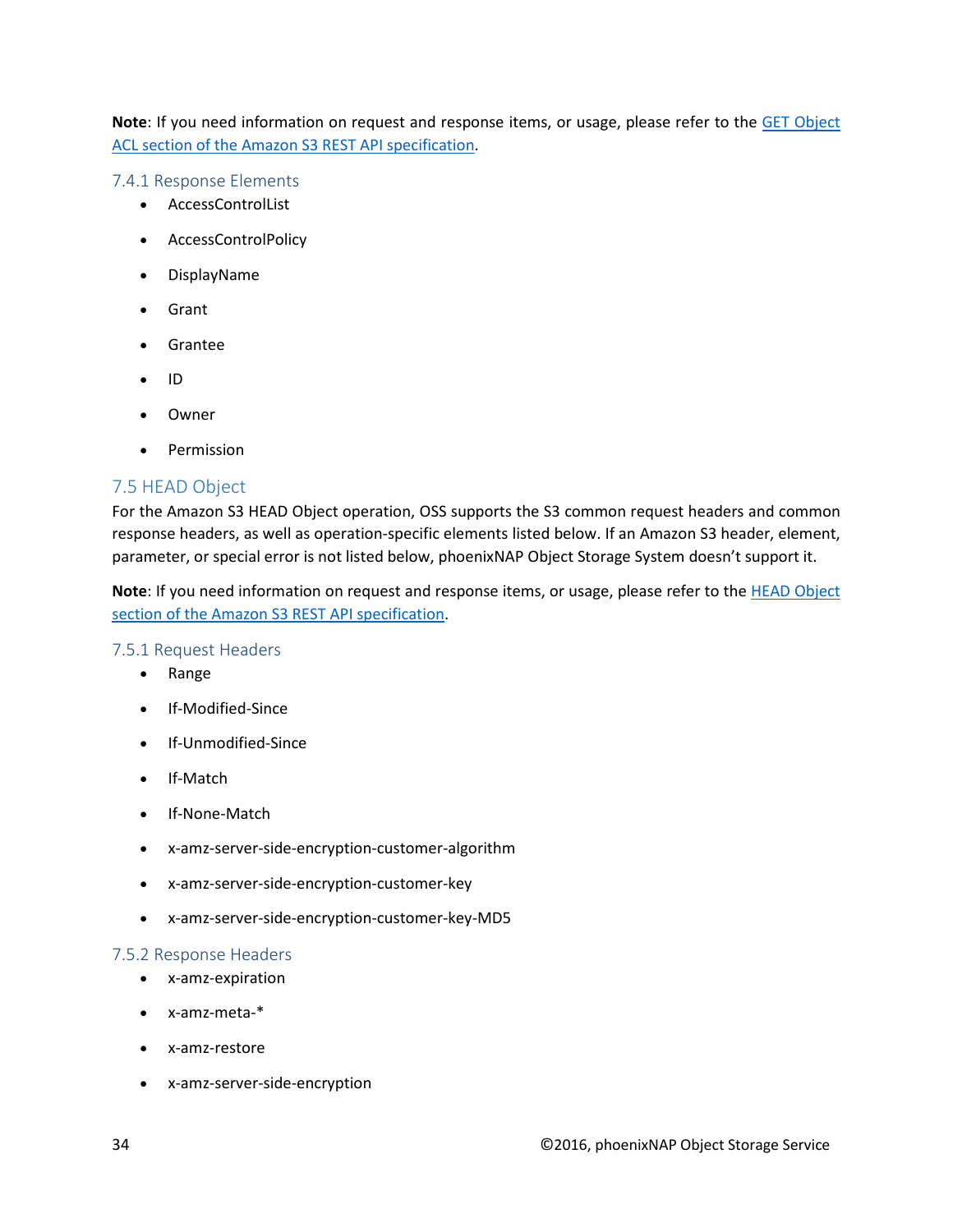**Note**: If you need information on request and response items, or usage, please refer to the GET Object ACL section of the Amazon S3 REST API specification.

### 7.4.1 Response Elements

- AccessControlList
- AccessControlPolicy
- DisplayName
- Grant
- Grantee
- ID
- Owner
- Permission

## 7.5 HEAD Object

For the Amazon S3 HEAD Object operation, OSS supports the S3 common request headers and common response headers, as well as operation-specific elements listed below. If an Amazon S3 header, element, parameter, or special error is not listed below, phoenixNAP Object Storage System doesn't support it.

**Note**: If you need information on request and response items, or usage, please refer to the HEAD Object section of the Amazon S3 REST API specification.

### 7.5.1 Request Headers

- Range
- If-Modified-Since
- If-Unmodified-Since
- If-Match
- If-None-Match
- x-amz-server-side-encryption-customer-algorithm
- x-amz-server-side-encryption-customer-key
- x-amz-server-side-encryption-customer-key-MD5

### 7.5.2 Response Headers

- x-amz-expiration
- x-amz-meta-*
- x-amz-restore
- x-amz-server-side-encryption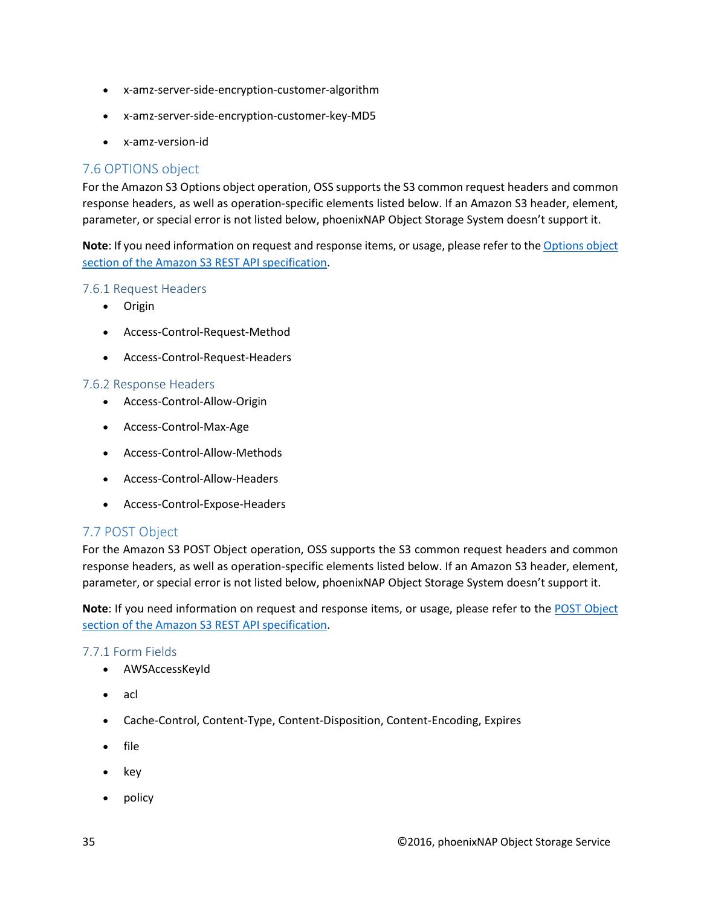- x-amz-server-side-encryption-customer-algorithm
- x-amz-server-side-encryption-customer-key-MD5
- x-amz-version-id

## 7.6 OPTIONS object

For the Amazon S3 Options object operation, OSS supports the S3 common request headers and common response headers, as well as operation-specific elements listed below. If an Amazon S3 header, element, parameter, or special error is not listed below, phoenixNAP Object Storage System doesn't support it.

**Note**: If you need information on request and response items, or usage, please refer to the [Options object section of the Amazon S3 REST API specification](#).

### 7.6.1 Request Headers

- Origin
- Access-Control-Request-Method
- Access-Control-Request-Headers

### 7.6.2 Response Headers

- Access-Control-Allow-Origin
- Access-Control-Max-Age
- Access-Control-Allow-Methods
- Access-Control-Allow-Headers
- Access-Control-Expose-Headers

## 7.7 POST Object

For the Amazon S3 POST Object operation, OSS supports the S3 common request headers and common response headers, as well as operation-specific elements listed below. If an Amazon S3 header, element, parameter, or special error is not listed below, phoenixNAP Object Storage System doesn't support it.

**Note**: If you need information on request and response items, or usage, please refer to the [POST Object section of the Amazon S3 REST API specification](#).

### 7.7.1 Form Fields

- AWSAccessKeyId
- acl
- Cache-Control, Content-Type, Content-Disposition, Content-Encoding, Expires
- file
- key
- policy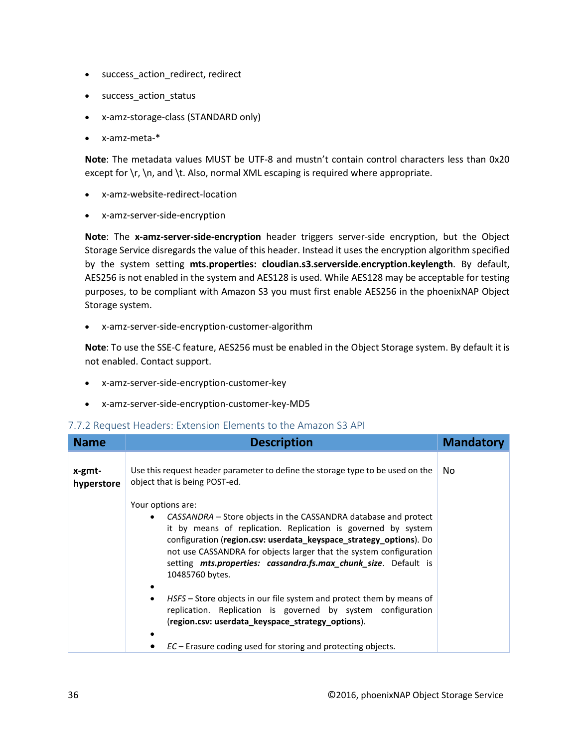- success_action_redirect, redirect
- success_action_status
- x-amz-storage-class (STANDARD only)
- x-amz-meta-*

**Note**: The metadata values MUST be UTF-8 and mustn't contain control characters less than 0x20 except for \r, \n, and \t. Also, normal XML escaping is required where appropriate.

- x-amz-website-redirect-location
- x-amz-server-side-encryption

**Note**: The **x-amz-server-side-encryption** header triggers server-side encryption, but the Object Storage Service disregards the value of this header. Instead it uses the encryption algorithm specified by the system setting **mts.properties: cloudian.s3.serverside.encryption.keylength**. By default, AES256 is not enabled in the system and AES128 is used. While AES128 may be acceptable for testing purposes, to be compliant with Amazon S3 you must first enable AES256 in the phoenixNAP Object Storage system.

- x-amz-server-side-encryption-customer-algorithm

**Note**: To use the SSE-C feature, AES256 must be enabled in the Object Storage system. By default it is not enabled. Contact support.

- x-amz-server-side-encryption-customer-key
- x-amz-server-side-encryption-customer-key-MD5

### 7.7.2 Request Headers: Extension Elements to the Amazon S3 API

| Name | Description | Mandatory |
|---|---|---|
| **x-gmt-hyperstore** | Use this request header parameter to define the storage type to be used on the object that is being POST-ed.<br><br>Your options are:<br>• *CASSANDRA* – Store objects in the CASSANDRA database and protect it by means of replication. Replication is governed by system configuration (**region.csv: userdata_keyspace_strategy_options**). Do not use CASSANDRA for objects larger that the system configuration setting ***mts.properties: cassandra.fs.max_chunk_size***. Default is 10485760 bytes.<br>• *HSFS* – Store objects in our file system and protect them by means of replication. Replication is governed by system configuration (**region.csv: userdata_keyspace_strategy_options**).<br>• *EC* – Erasure coding used for storing and protecting objects. | No |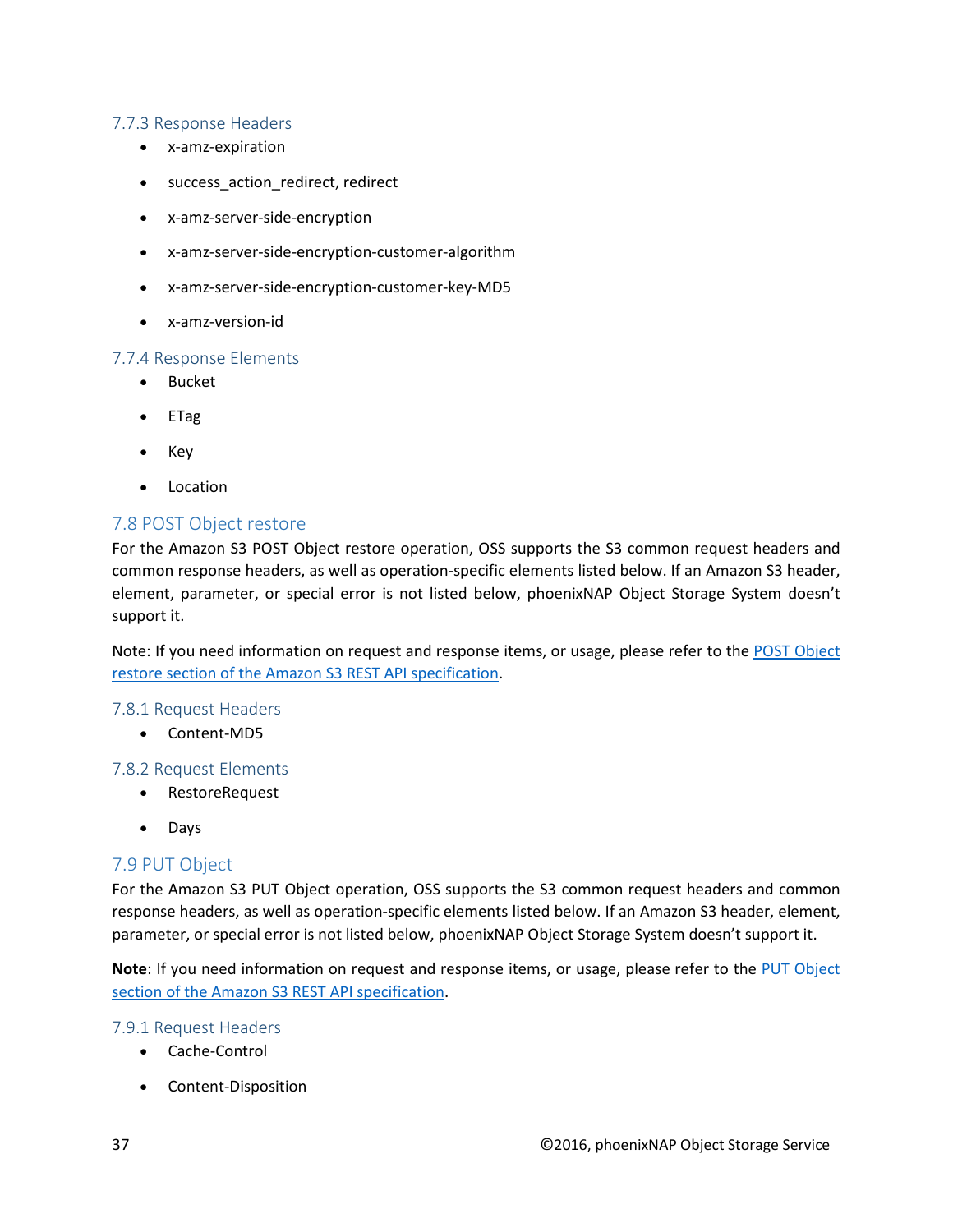### 7.7.3 Response Headers

- x-amz-expiration
- success_action_redirect, redirect
- x-amz-server-side-encryption
- x-amz-server-side-encryption-customer-algorithm
- x-amz-server-side-encryption-customer-key-MD5
- x-amz-version-id

### 7.7.4 Response Elements

- Bucket
- ETag
- Key
- Location

## 7.8 POST Object restore

For the Amazon S3 POST Object restore operation, OSS supports the S3 common request headers and common response headers, as well as operation-specific elements listed below. If an Amazon S3 header, element, parameter, or special error is not listed below, phoenixNAP Object Storage System doesn't support it.

Note: If you need information on request and response items, or usage, please refer to the [POST Object restore section of the Amazon S3 REST API specification](#).

### 7.8.1 Request Headers

- Content-MD5

### 7.8.2 Request Elements

- RestoreRequest
- Days

## 7.9 PUT Object

For the Amazon S3 PUT Object operation, OSS supports the S3 common request headers and common response headers, as well as operation-specific elements listed below. If an Amazon S3 header, element, parameter, or special error is not listed below, phoenixNAP Object Storage System doesn't support it.

**Note**: If you need information on request and response items, or usage, please refer to the [PUT Object section of the Amazon S3 REST API specification](#).

### 7.9.1 Request Headers

- Cache-Control
- Content-Disposition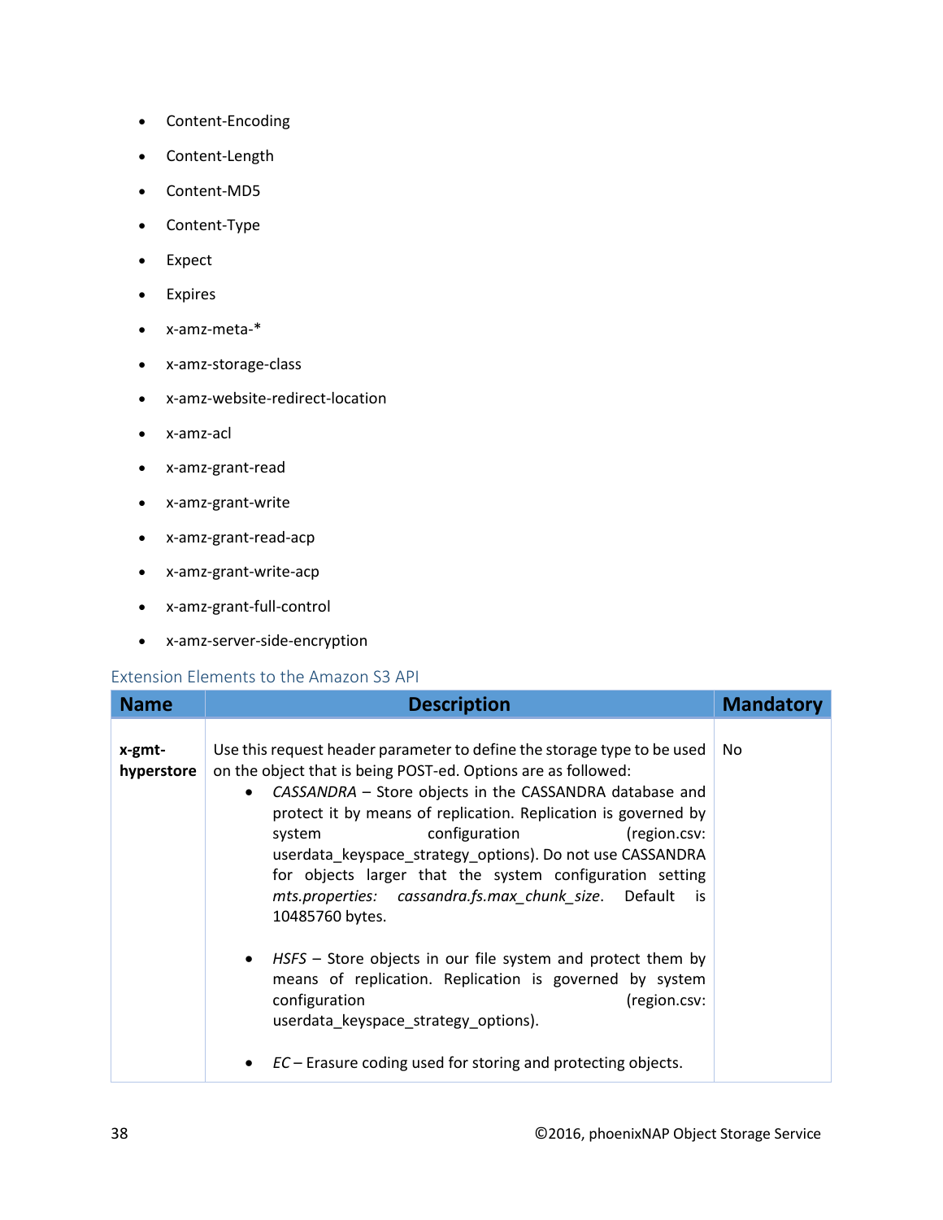- Content-Encoding
- Content-Length
- Content-MD5
- Content-Type
- Expect
- Expires
- x-amz-meta-*
- x-amz-storage-class
- x-amz-website-redirect-location
- x-amz-acl
- x-amz-grant-read
- x-amz-grant-write
- x-amz-grant-read-acp
- x-amz-grant-write-acp
- x-amz-grant-full-control
- x-amz-server-side-encryption

### Extension Elements to the Amazon S3 API

| Name | Description | Mandatory |
| --- | --- | --- |
| **x-gmt-hyperstore** | Use this request header parameter to define the storage type to be used on the object that is being POST-ed. Options are as followed:<br>• *CASSANDRA* – Store objects in the CASSANDRA database and protect it by means of replication. Replication is governed by system configuration (region.csv: userdata_keyspace_strategy_options). Do not use CASSANDRA for objects larger that the system configuration setting *mts.properties: cassandra.fs.max_chunk_size*. Default is 10485760 bytes.<br>• *HSFS* – Store objects in our file system and protect them by means of replication. Replication is governed by system configuration (region.csv: userdata_keyspace_strategy_options).<br>• *EC* – Erasure coding used for storing and protecting objects. | No |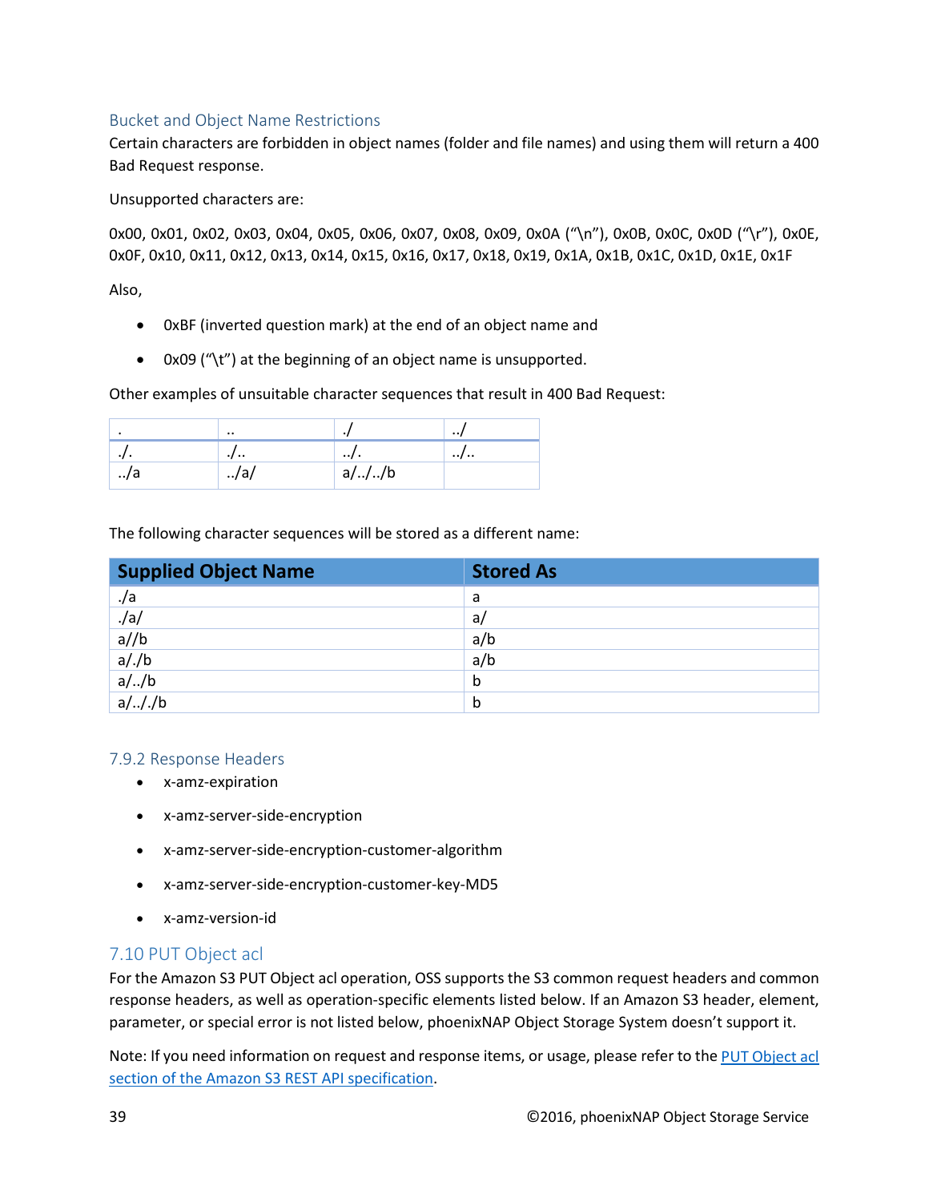### Bucket and Object Name Restrictions

Certain characters are forbidden in object names (folder and file names) and using them will return a 400 Bad Request response.

Unsupported characters are:

0x00, 0x01, 0x02, 0x03, 0x04, 0x05, 0x06, 0x07, 0x08, 0x09, 0x0A (“\n”), 0x0B, 0x0C, 0x0D (“\r”), 0x0E, 0x0F, 0x10, 0x11, 0x12, 0x13, 0x14, 0x15, 0x16, 0x17, 0x18, 0x19, 0x1A, 0x1B, 0x1C, 0x1D, 0x1E, 0x1F

Also,

- 0xBF (inverted question mark) at the end of an object name and
- 0x09 (“\t”) at the beginning of an object name is unsupported.

Other examples of unsuitable character sequences that result in 400 Bad Request:

| . | .. | ./ | ../ |
|---|---|---|---|
| ./. | ./.. | ../. | ../.. |
| ../a | ../a/ | a/../../b | |

The following character sequences will be stored as a different name:

| Supplied Object Name | Stored As |
|---|---|
| ./a | a |
| ./a/ | a/ |
| a//b | a/b |
| a/./b | a/b |
| a/../b | b |
| a/.././b | b |

### 7.9.2 Response Headers

- x-amz-expiration
- x-amz-server-side-encryption
- x-amz-server-side-encryption-customer-algorithm
- x-amz-server-side-encryption-customer-key-MD5
- x-amz-version-id

## 7.10 PUT Object acl

For the Amazon S3 PUT Object acl operation, OSS supports the S3 common request headers and common response headers, as well as operation-specific elements listed below. If an Amazon S3 header, element, parameter, or special error is not listed below, phoenixNAP Object Storage System doesn’t support it.

Note: If you need information on request and response items, or usage, please refer to the PUT Object acl section of the Amazon S3 REST API specification.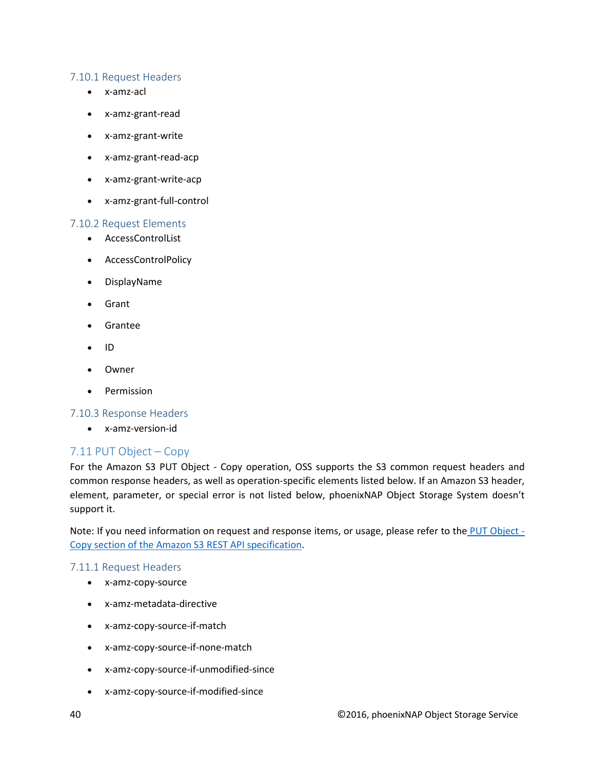### 7.10.1 Request Headers

- x-amz-acl
- x-amz-grant-read
- x-amz-grant-write
- x-amz-grant-read-acp
- x-amz-grant-write-acp
- x-amz-grant-full-control

### 7.10.2 Request Elements

- AccessControlList
- AccessControlPolicy
- DisplayName
- Grant
- Grantee
- ID
- Owner
- Permission

### 7.10.3 Response Headers

- x-amz-version-id

## 7.11 PUT Object – Copy

For the Amazon S3 PUT Object - Copy operation, OSS supports the S3 common request headers and common response headers, as well as operation-specific elements listed below. If an Amazon S3 header, element, parameter, or special error is not listed below, phoenixNAP Object Storage System doesn't support it.

Note: If you need information on request and response items, or usage, please refer to the [PUT Object - Copy section of the Amazon S3 REST API specification](#).

### 7.11.1 Request Headers

- x-amz-copy-source
- x-amz-metadata-directive
- x-amz-copy-source-if-match
- x-amz-copy-source-if-none-match
- x-amz-copy-source-if-unmodified-since
- x-amz-copy-source-if-modified-since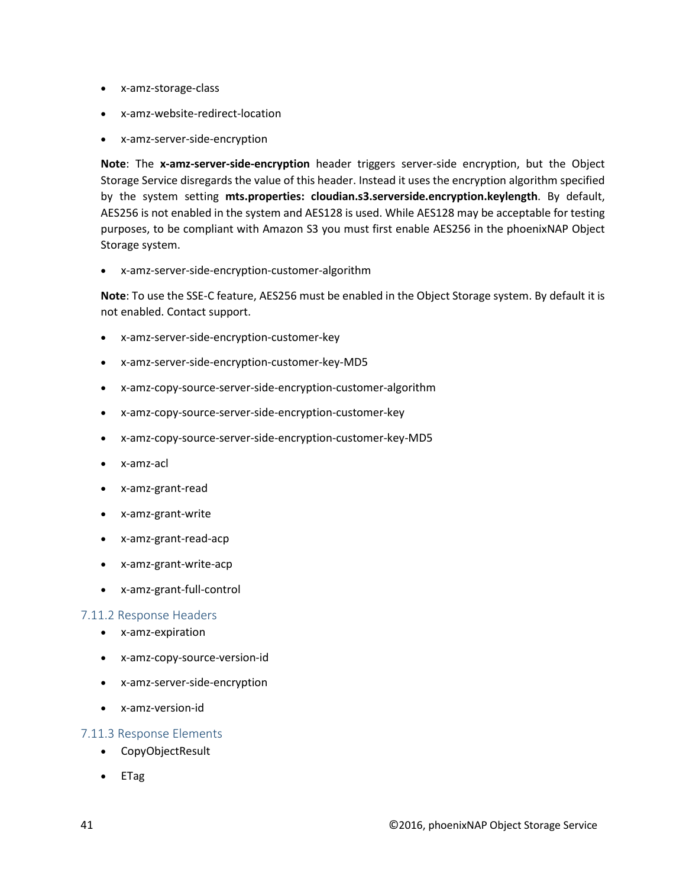- x-amz-storage-class
- x-amz-website-redirect-location
- x-amz-server-side-encryption

**Note**: The **x-amz-server-side-encryption** header triggers server-side encryption, but the Object Storage Service disregards the value of this header. Instead it uses the encryption algorithm specified by the system setting **mts.properties: cloudian.s3.serverside.encryption.keylength**. By default, AES256 is not enabled in the system and AES128 is used. While AES128 may be acceptable for testing purposes, to be compliant with Amazon S3 you must first enable AES256 in the phoenixNAP Object Storage system.

- x-amz-server-side-encryption-customer-algorithm

**Note**: To use the SSE-C feature, AES256 must be enabled in the Object Storage system. By default it is not enabled. Contact support.

- x-amz-server-side-encryption-customer-key
- x-amz-server-side-encryption-customer-key-MD5
- x-amz-copy-source-server-side-encryption-customer-algorithm
- x-amz-copy-source-server-side-encryption-customer-key
- x-amz-copy-source-server-side-encryption-customer-key-MD5
- x-amz-acl
- x-amz-grant-read
- x-amz-grant-write
- x-amz-grant-read-acp
- x-amz-grant-write-acp
- x-amz-grant-full-control

### 7.11.2 Response Headers

- x-amz-expiration
- x-amz-copy-source-version-id
- x-amz-server-side-encryption
- x-amz-version-id

### 7.11.3 Response Elements

- CopyObjectResult
- ETag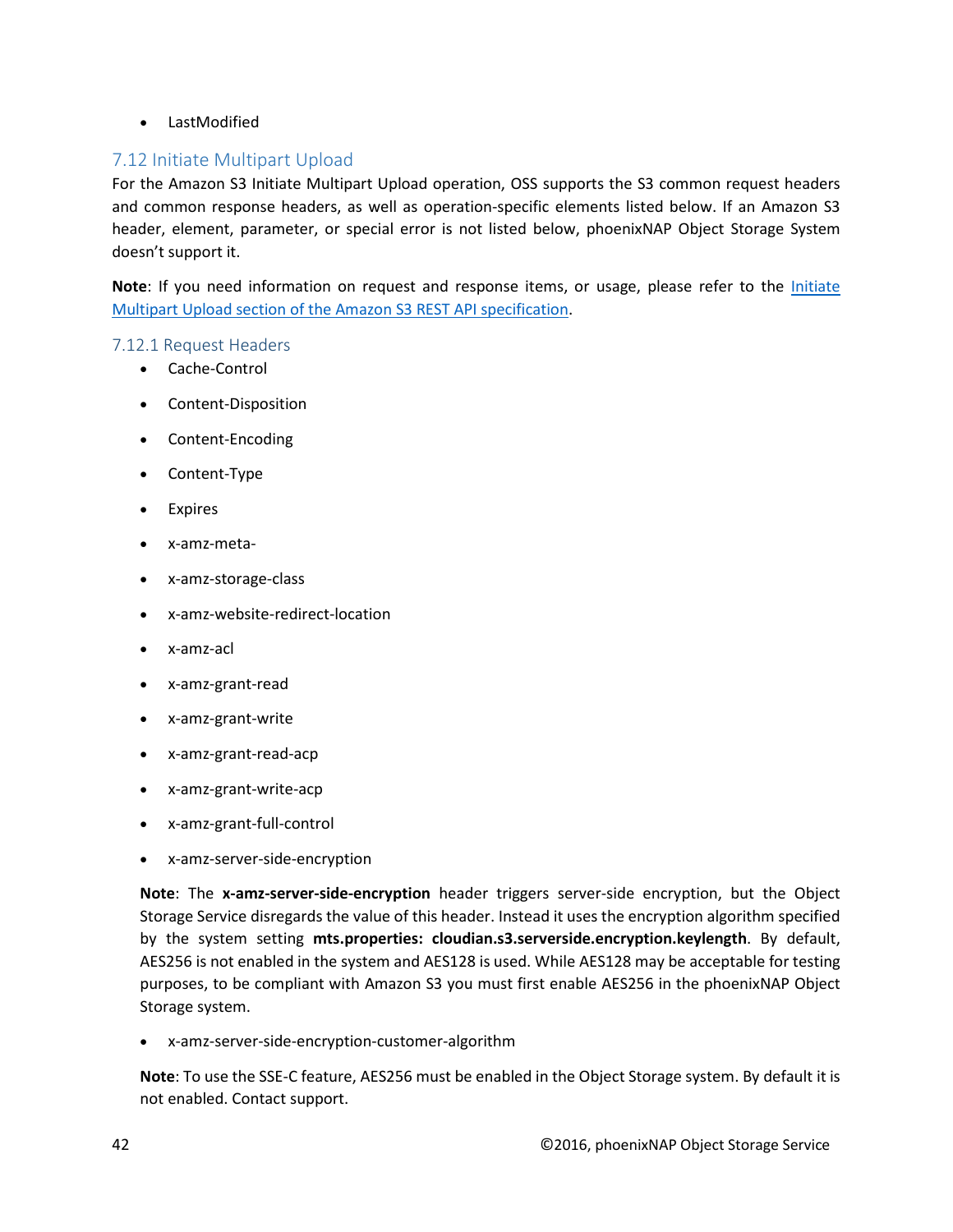- LastModified

## 7.12 Initiate Multipart Upload

For the Amazon S3 Initiate Multipart Upload operation, OSS supports the S3 common request headers and common response headers, as well as operation-specific elements listed below. If an Amazon S3 header, element, parameter, or special error is not listed below, phoenixNAP Object Storage System doesn't support it.

**Note**: If you need information on request and response items, or usage, please refer to the Initiate Multipart Upload section of the Amazon S3 REST API specification.

### 7.12.1 Request Headers

- Cache-Control
- Content-Disposition
- Content-Encoding
- Content-Type
- Expires
- x-amz-meta-
- x-amz-storage-class
- x-amz-website-redirect-location
- x-amz-acl
- x-amz-grant-read
- x-amz-grant-write
- x-amz-grant-read-acp
- x-amz-grant-write-acp
- x-amz-grant-full-control
- x-amz-server-side-encryption

  **Note**: The **x-amz-server-side-encryption** header triggers server-side encryption, but the Object Storage Service disregards the value of this header. Instead it uses the encryption algorithm specified by the system setting **mts.properties: cloudian.s3.serverside.encryption.keylength**. By default, AES256 is not enabled in the system and AES128 is used. While AES128 may be acceptable for testing purposes, to be compliant with Amazon S3 you must first enable AES256 in the phoenixNAP Object Storage system.

- x-amz-server-side-encryption-customer-algorithm

  **Note**: To use the SSE-C feature, AES256 must be enabled in the Object Storage system. By default it is not enabled. Contact support.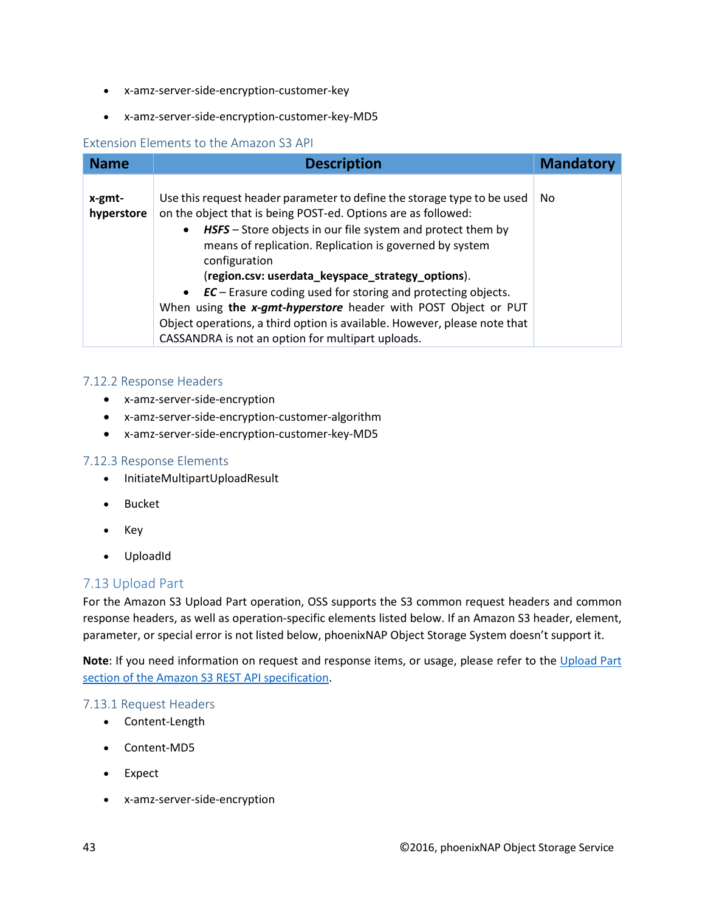- x-amz-server-side-encryption-customer-key
- x-amz-server-side-encryption-customer-key-MD5

#### Extension Elements to the Amazon S3 API

| Name | Description | Mandatory |
| --- | --- | --- |
| **x-gmt-hyperstore** | Use this request header parameter to define the storage type to be used on the object that is being POST-ed. Options are as followed: <br>• ***HSFS*** – Store objects in our file system and protect them by means of replication. Replication is governed by system configuration (**region.csv: userdata_keyspace_strategy_options**). <br>• ***EC*** – Erasure coding used for storing and protecting objects. <br>When using **the *x-gmt-hyperstore*** header with POST Object or PUT Object operations, a third option is available. However, please note that CASSANDRA is not an option for multipart uploads. | No |

### 7.12.2 Response Headers

- x-amz-server-side-encryption
- x-amz-server-side-encryption-customer-algorithm
- x-amz-server-side-encryption-customer-key-MD5

### 7.12.3 Response Elements

- InitiateMultipartUploadResult
- Bucket
- Key
- UploadId

## 7.13 Upload Part

For the Amazon S3 Upload Part operation, OSS supports the S3 common request headers and common response headers, as well as operation-specific elements listed below. If an Amazon S3 header, element, parameter, or special error is not listed below, phoenixNAP Object Storage System doesn't support it.

**Note**: If you need information on request and response items, or usage, please refer to the Upload Part section of the Amazon S3 REST API specification.

### 7.13.1 Request Headers

- Content-Length
- Content-MD5
- Expect
- x-amz-server-side-encryption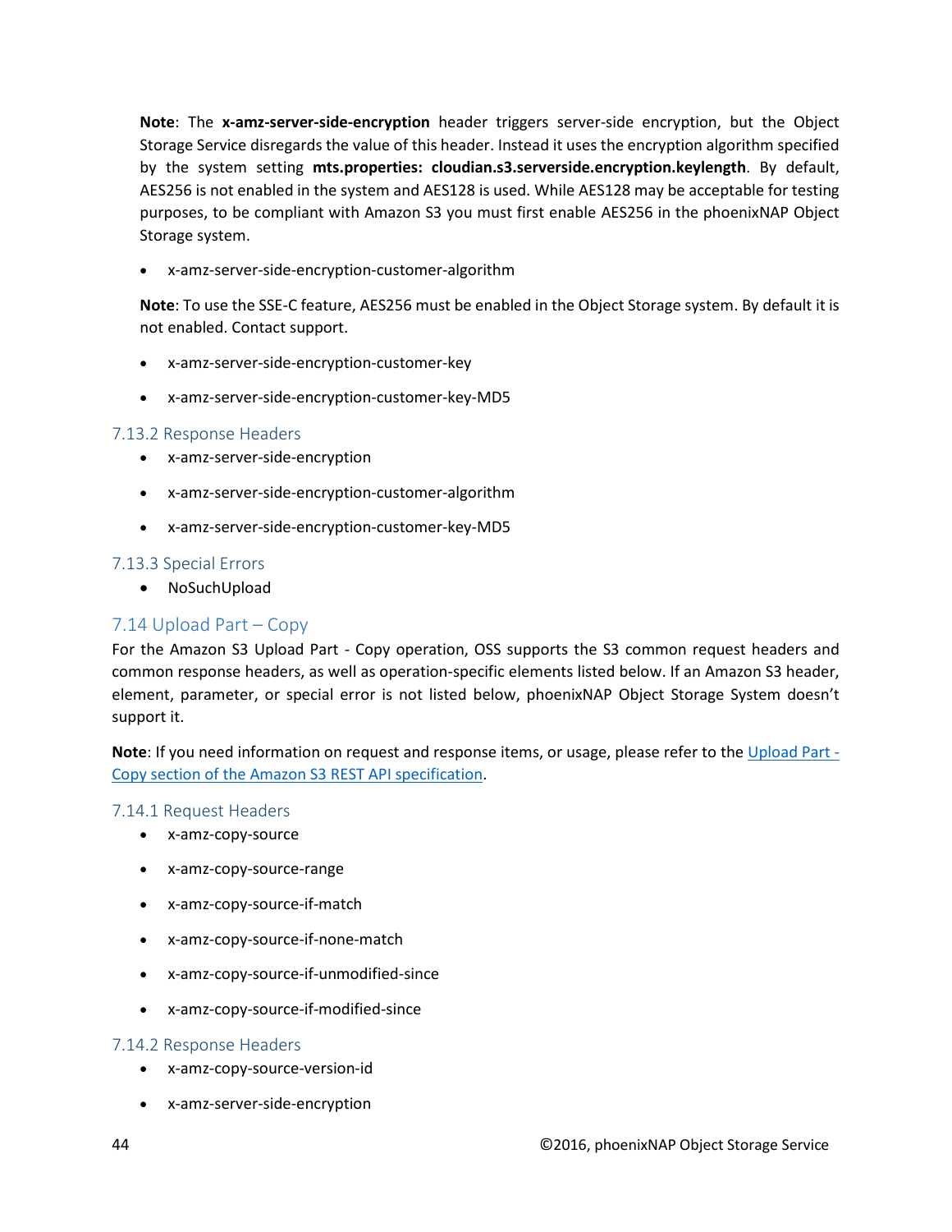**Note**: The **x-amz-server-side-encryption** header triggers server-side encryption, but the Object Storage Service disregards the value of this header. Instead it uses the encryption algorithm specified by the system setting **mts.properties: cloudian.s3.serverside.encryption.keylength**. By default, AES256 is not enabled in the system and AES128 is used. While AES128 may be acceptable for testing purposes, to be compliant with Amazon S3 you must first enable AES256 in the phoenixNAP Object Storage system.

- x-amz-server-side-encryption-customer-algorithm

**Note**: To use the SSE-C feature, AES256 must be enabled in the Object Storage system. By default it is not enabled. Contact support.

- x-amz-server-side-encryption-customer-key
- x-amz-server-side-encryption-customer-key-MD5

### 7.13.2 Response Headers

- x-amz-server-side-encryption
- x-amz-server-side-encryption-customer-algorithm
- x-amz-server-side-encryption-customer-key-MD5

### 7.13.3 Special Errors

- NoSuchUpload

## 7.14 Upload Part – Copy

For the Amazon S3 Upload Part - Copy operation, OSS supports the S3 common request headers and common response headers, as well as operation-specific elements listed below. If an Amazon S3 header, element, parameter, or special error is not listed below, phoenixNAP Object Storage System doesn't support it.

**Note**: If you need information on request and response items, or usage, please refer to the Upload Part - Copy section of the Amazon S3 REST API specification.

### 7.14.1 Request Headers

- x-amz-copy-source
- x-amz-copy-source-range
- x-amz-copy-source-if-match
- x-amz-copy-source-if-none-match
- x-amz-copy-source-if-unmodified-since
- x-amz-copy-source-if-modified-since

### 7.14.2 Response Headers

- x-amz-copy-source-version-id
- x-amz-server-side-encryption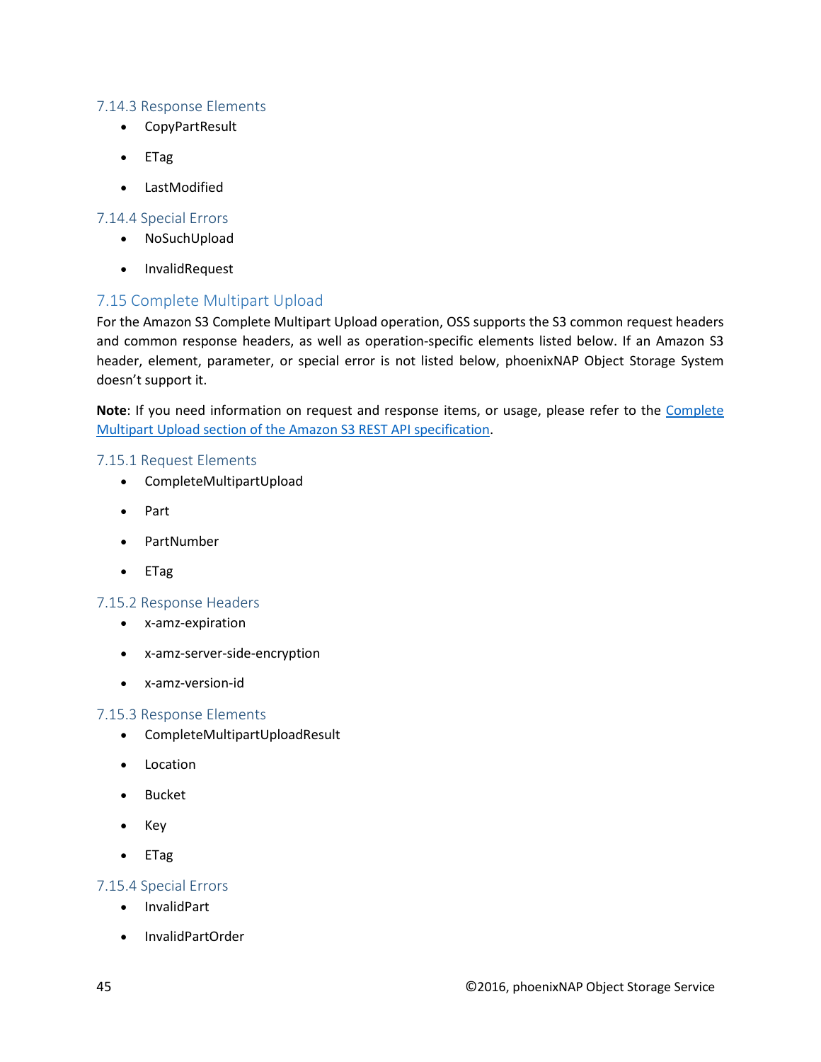### 7.14.3 Response Elements

- CopyPartResult
- ETag
- LastModified

### 7.14.4 Special Errors

- NoSuchUpload
- InvalidRequest

## 7.15 Complete Multipart Upload

For the Amazon S3 Complete Multipart Upload operation, OSS supports the S3 common request headers and common response headers, as well as operation-specific elements listed below. If an Amazon S3 header, element, parameter, or special error is not listed below, phoenixNAP Object Storage System doesn't support it.

**Note**: If you need information on request and response items, or usage, please refer to the [Complete Multipart Upload section of the Amazon S3 REST API specification](#).

### 7.15.1 Request Elements

- CompleteMultipartUpload
- Part
- PartNumber
- ETag

### 7.15.2 Response Headers

- x-amz-expiration
- x-amz-server-side-encryption
- x-amz-version-id

### 7.15.3 Response Elements

- CompleteMultipartUploadResult
- Location
- Bucket
- Key
- ETag

### 7.15.4 Special Errors

- InvalidPart
- InvalidPartOrder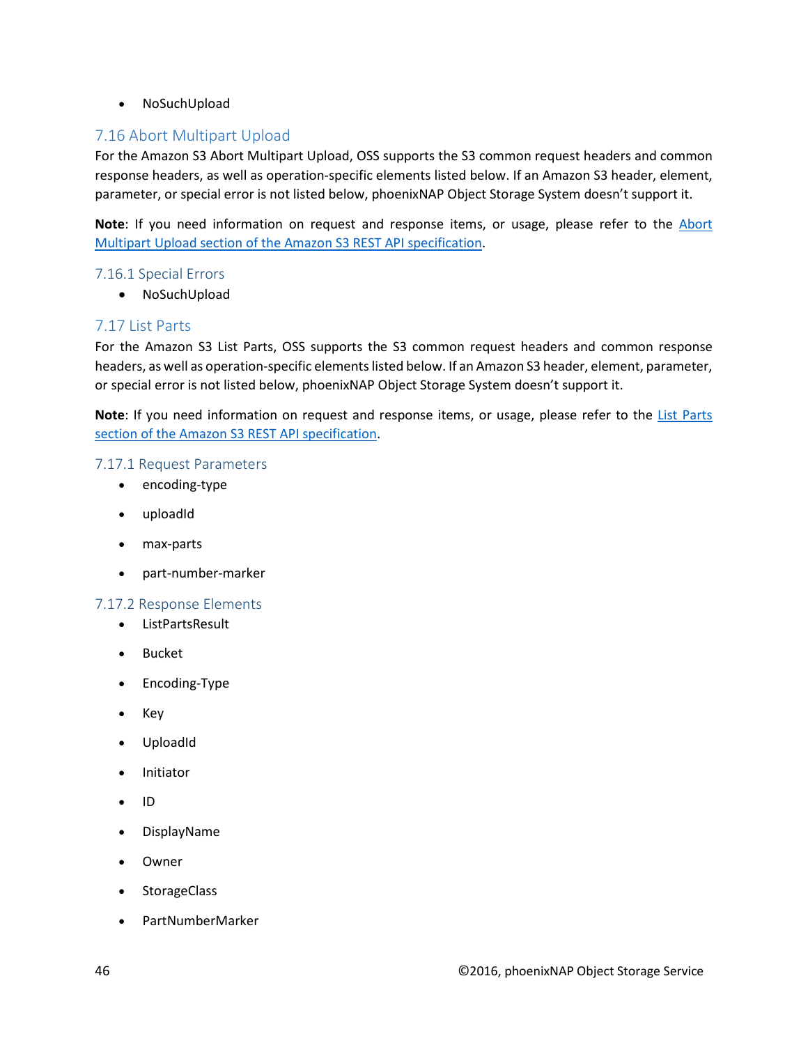- NoSuchUpload

## 7.16 Abort Multipart Upload

For the Amazon S3 Abort Multipart Upload, OSS supports the S3 common request headers and common response headers, as well as operation-specific elements listed below. If an Amazon S3 header, element, parameter, or special error is not listed below, phoenixNAP Object Storage System doesn't support it.

**Note**: If you need information on request and response items, or usage, please refer to the [Abort Multipart Upload section of the Amazon S3 REST API specification]().

### 7.16.1 Special Errors

- NoSuchUpload

## 7.17 List Parts

For the Amazon S3 List Parts, OSS supports the S3 common request headers and common response headers, as well as operation-specific elements listed below. If an Amazon S3 header, element, parameter, or special error is not listed below, phoenixNAP Object Storage System doesn't support it.

**Note**: If you need information on request and response items, or usage, please refer to the [List Parts section of the Amazon S3 REST API specification]().

### 7.17.1 Request Parameters

- encoding-type
- uploadId
- max-parts
- part-number-marker

### 7.17.2 Response Elements

- ListPartsResult
- Bucket
- Encoding-Type
- Key
- UploadId
- Initiator
- ID
- DisplayName
- Owner
- StorageClass
- PartNumberMarker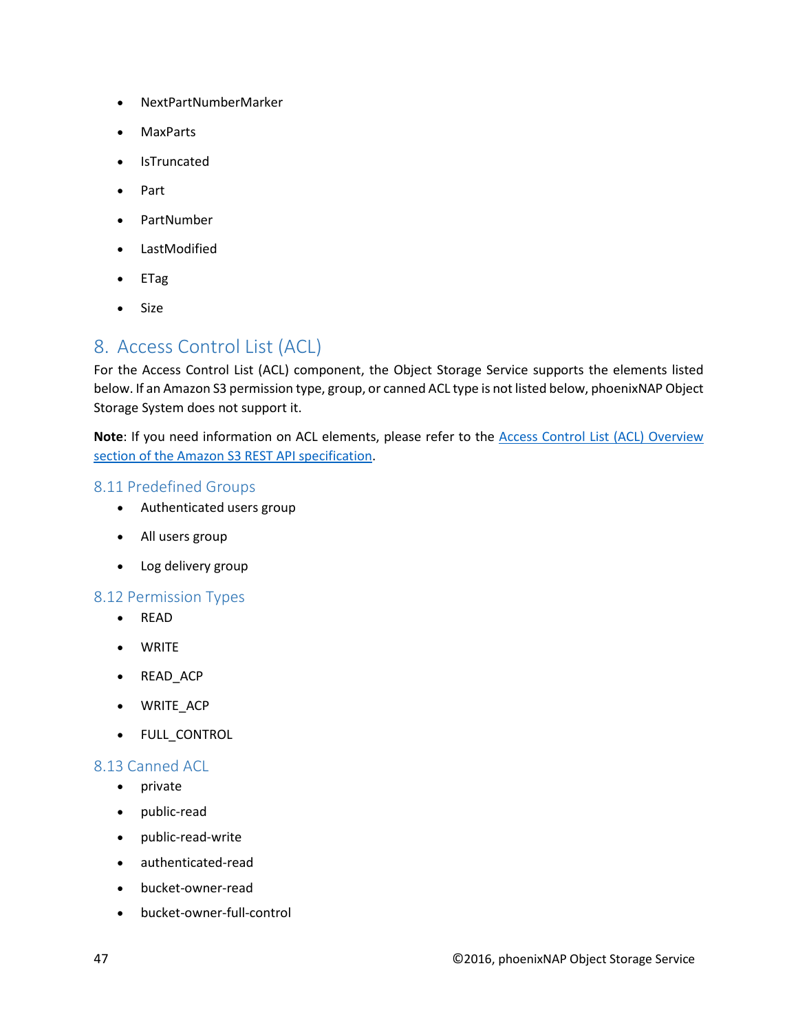- NextPartNumberMarker
- MaxParts
- IsTruncated
- Part
- PartNumber
- LastModified
- ETag
- Size

# 8. Access Control List (ACL)

For the Access Control List (ACL) component, the Object Storage Service supports the elements listed below. If an Amazon S3 permission type, group, or canned ACL type is not listed below, phoenixNAP Object Storage System does not support it.

**Note**: If you need information on ACL elements, please refer to the [Access Control List (ACL) Overview section of the Amazon S3 REST API specification](Access Control List (ACL) Overview section of the Amazon S3 REST API specification).

## 8.11 Predefined Groups

- Authenticated users group
- All users group
- Log delivery group

## 8.12 Permission Types

- READ
- WRITE
- READ_ACP
- WRITE_ACP
- FULL_CONTROL

## 8.13 Canned ACL

- private
- public-read
- public-read-write
- authenticated-read
- bucket-owner-read
- bucket-owner-full-control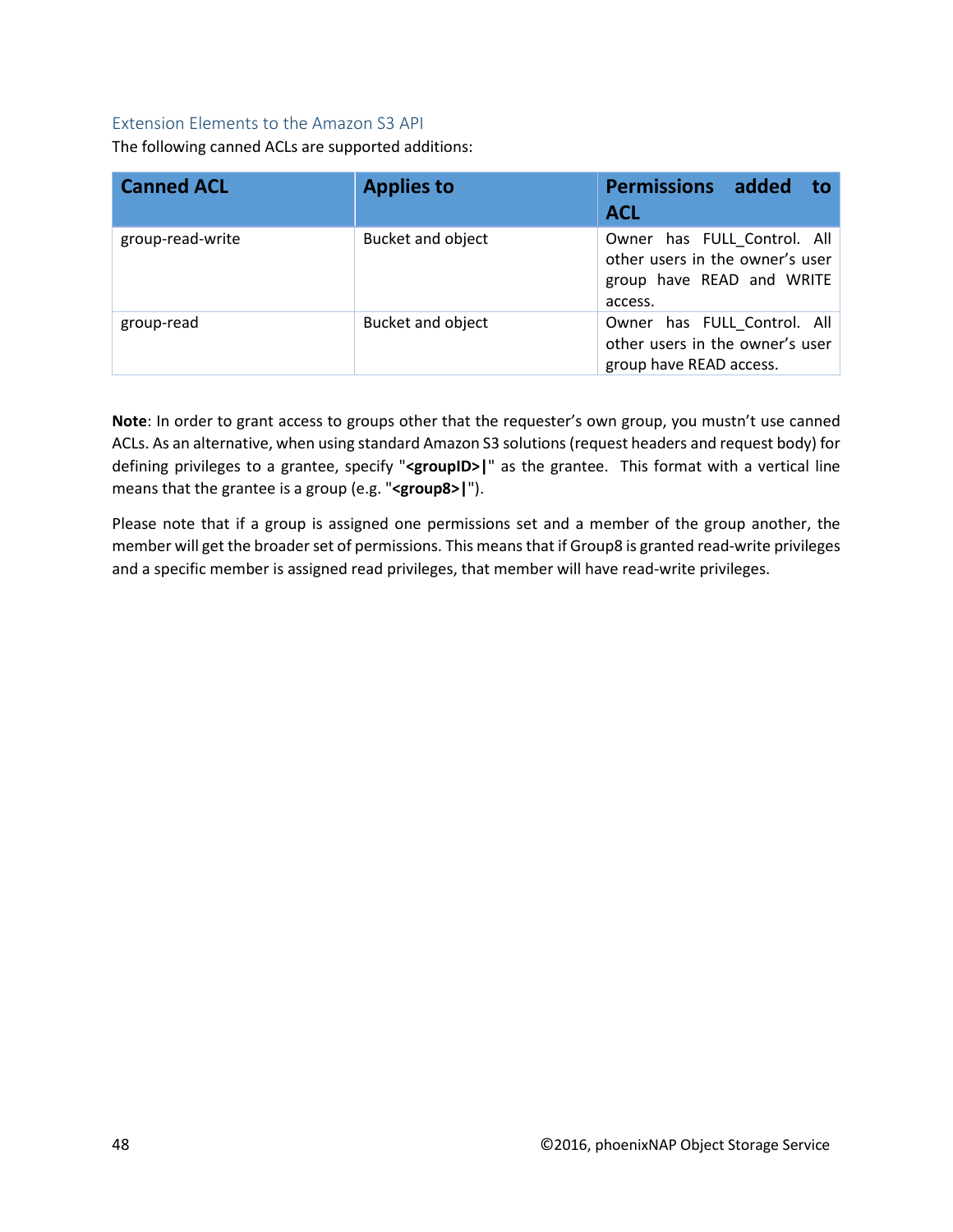## Extension Elements to the Amazon S3 API

The following canned ACLs are supported additions:

| Canned ACL | Applies to | Permissions added to ACL |
|---|---|---|
| group-read-write | Bucket and object | Owner has FULL_Control. All other users in the owner's user group have READ and WRITE access. |
| group-read | Bucket and object | Owner has FULL_Control. All other users in the owner's user group have READ access. |

**Note**: In order to grant access to groups other that the requester's own group, you mustn't use canned ACLs. As an alternative, when using standard Amazon S3 solutions (request headers and request body) for defining privileges to a grantee, specify "**<groupID>|**" as the grantee. This format with a vertical line means that the grantee is a group (e.g. "**<group8>|**").

Please note that if a group is assigned one permissions set and a member of the group another, the member will get the broader set of permissions. This means that if Group8 is granted read-write privileges and a specific member is assigned read privileges, that member will have read-write privileges.